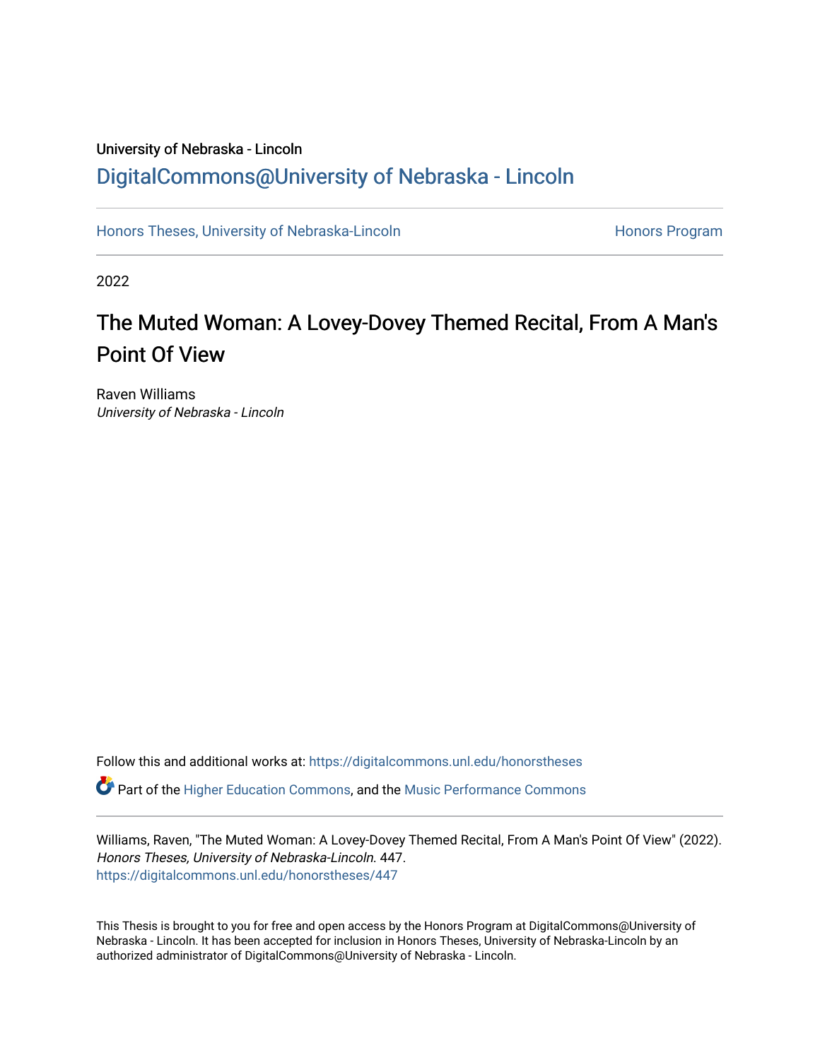University of Nebraska - Lincoln

DigitalCommons@University of Nebraska - Lincoln

Honors Theses, University of Nebraska-Lincoln

Honors Program

2022

# The Muted Woman: A Lovey-Dovey Themed Recital, From A Man's Point Of View

Raven Williams
*University of Nebraska - Lincoln*

Follow this and additional works at: https://digitalcommons.unl.edu/honorstheses

Part of the Higher Education Commons, and the Music Performance Commons

Williams, Raven, "The Muted Woman: A Lovey-Dovey Themed Recital, From A Man's Point Of View" (2022). *Honors Theses, University of Nebraska-Lincoln*. 447.
https://digitalcommons.unl.edu/honorstheses/447

This Thesis is brought to you for free and open access by the Honors Program at DigitalCommons@University of Nebraska - Lincoln. It has been accepted for inclusion in Honors Theses, University of Nebraska-Lincoln by an authorized administrator of DigitalCommons@University of Nebraska - Lincoln.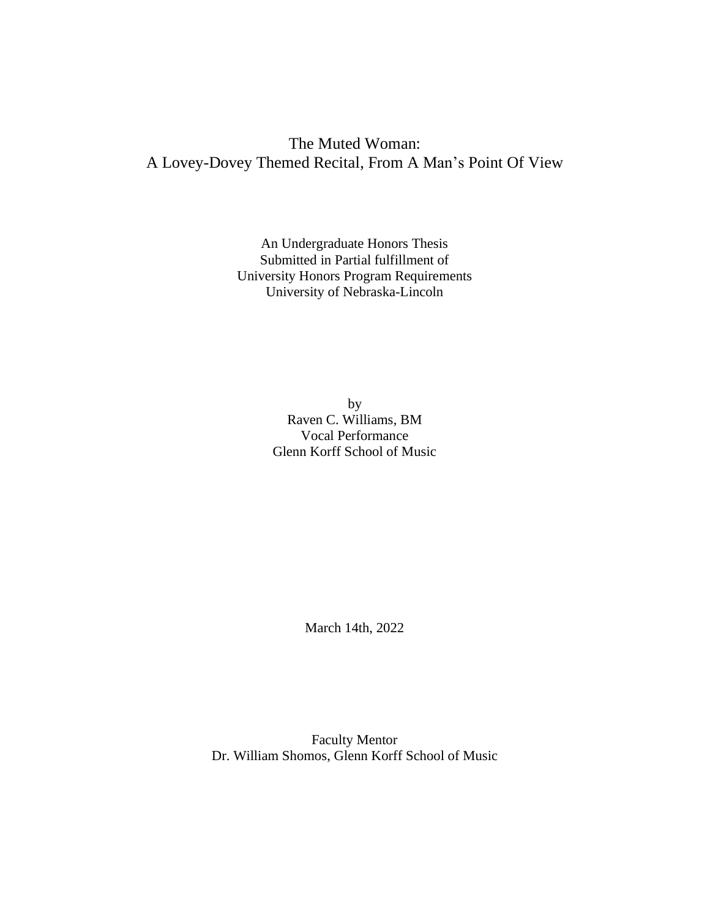# The Muted Woman:
# A Lovey-Dovey Themed Recital, From A Man's Point Of View

An Undergraduate Honors Thesis
Submitted in Partial fulfillment of
University Honors Program Requirements
University of Nebraska-Lincoln

by
Raven C. Williams, BM
Vocal Performance
Glenn Korff School of Music

March 14th, 2022

Faculty Mentor
Dr. William Shomos, Glenn Korff School of Music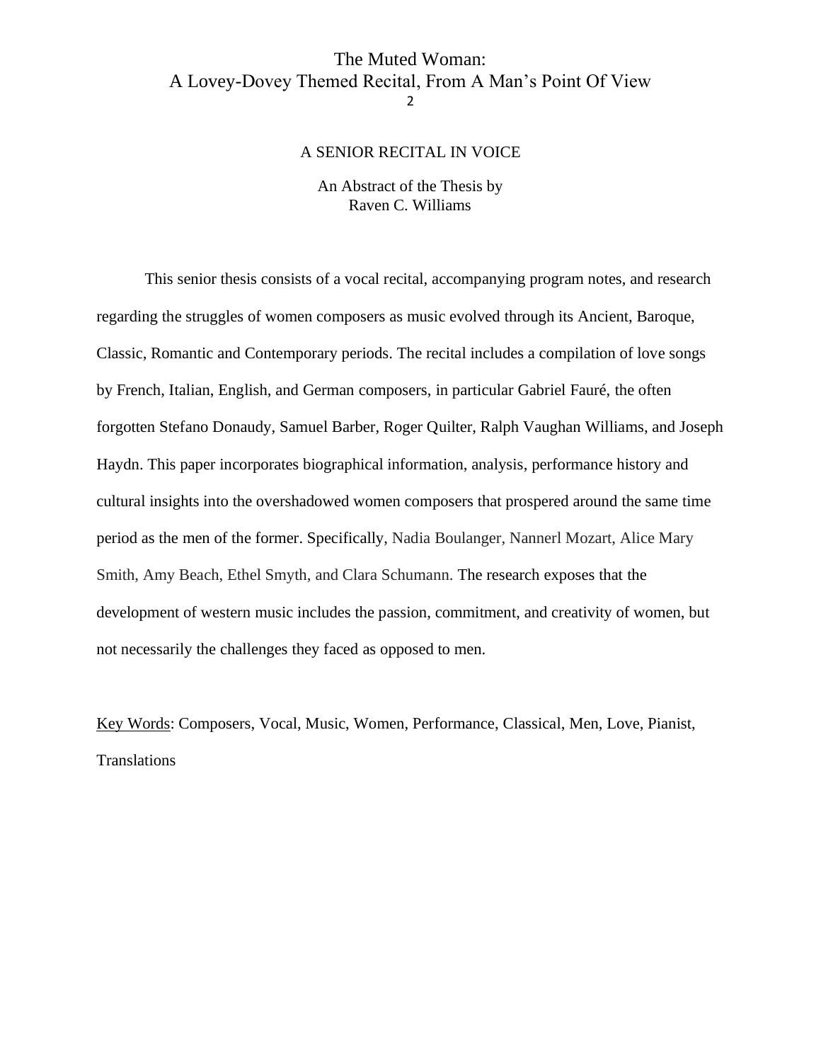# The Muted Woman: A Lovey-Dovey Themed Recital, From A Man's Point Of View

A SENIOR RECITAL IN VOICE

An Abstract of the Thesis by
Raven C. Williams

This senior thesis consists of a vocal recital, accompanying program notes, and research regarding the struggles of women composers as music evolved through its Ancient, Baroque, Classic, Romantic and Contemporary periods. The recital includes a compilation of love songs by French, Italian, English, and German composers, in particular Gabriel Fauré, the often forgotten Stefano Donaudy, Samuel Barber, Roger Quilter, Ralph Vaughan Williams, and Joseph Haydn. This paper incorporates biographical information, analysis, performance history and cultural insights into the overshadowed women composers that prospered around the same time period as the men of the former. Specifically, Nadia Boulanger, Nannerl Mozart, Alice Mary Smith, Amy Beach, Ethel Smyth, and Clara Schumann. The research exposes that the development of western music includes the passion, commitment, and creativity of women, but not necessarily the challenges they faced as opposed to men.

Key Words: Composers, Vocal, Music, Women, Performance, Classical, Men, Love, Pianist, Translations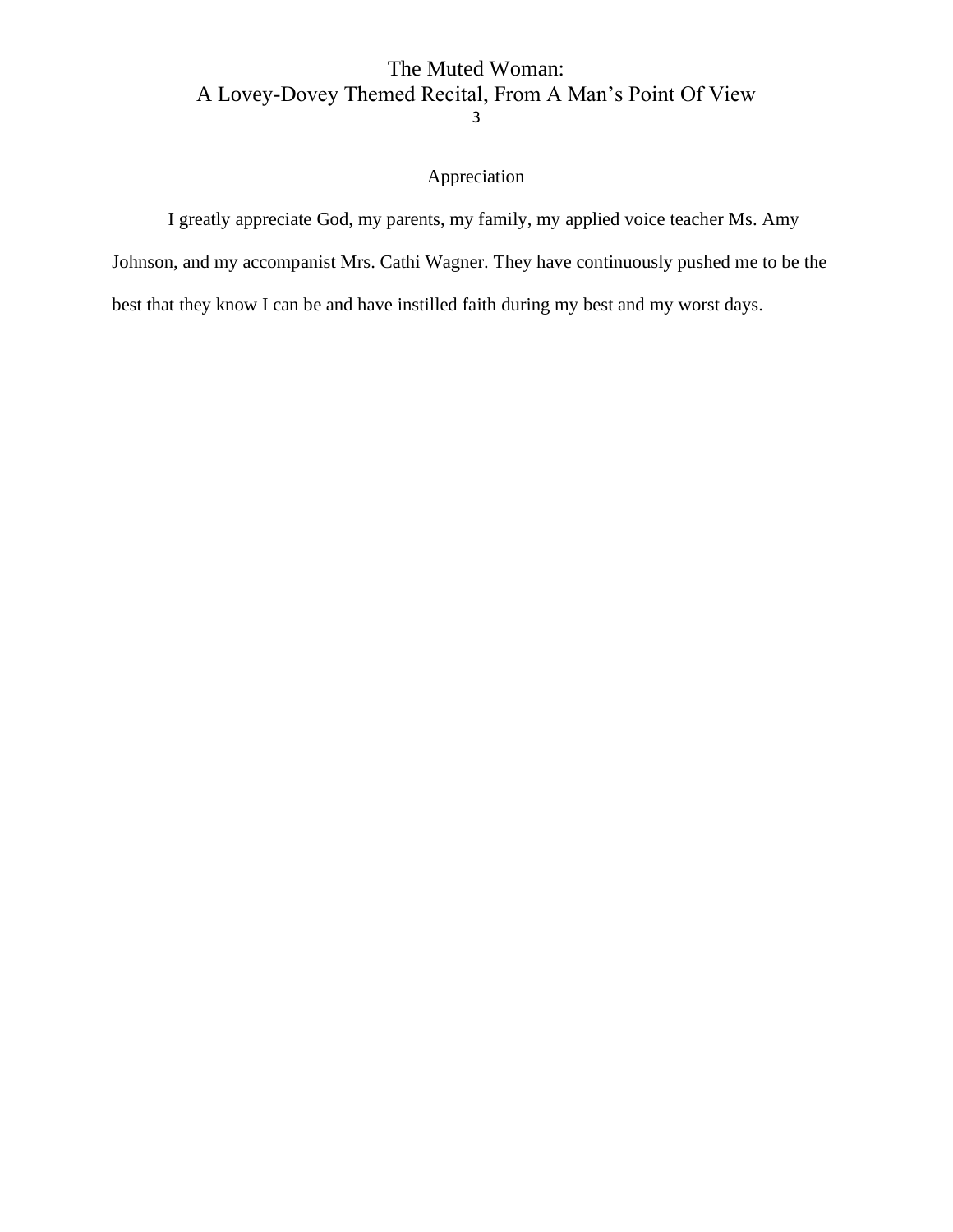## Appreciation

I greatly appreciate God, my parents, my family, my applied voice teacher Ms. Amy Johnson, and my accompanist Mrs. Cathi Wagner. They have continuously pushed me to be the best that they know I can be and have instilled faith during my best and my worst days.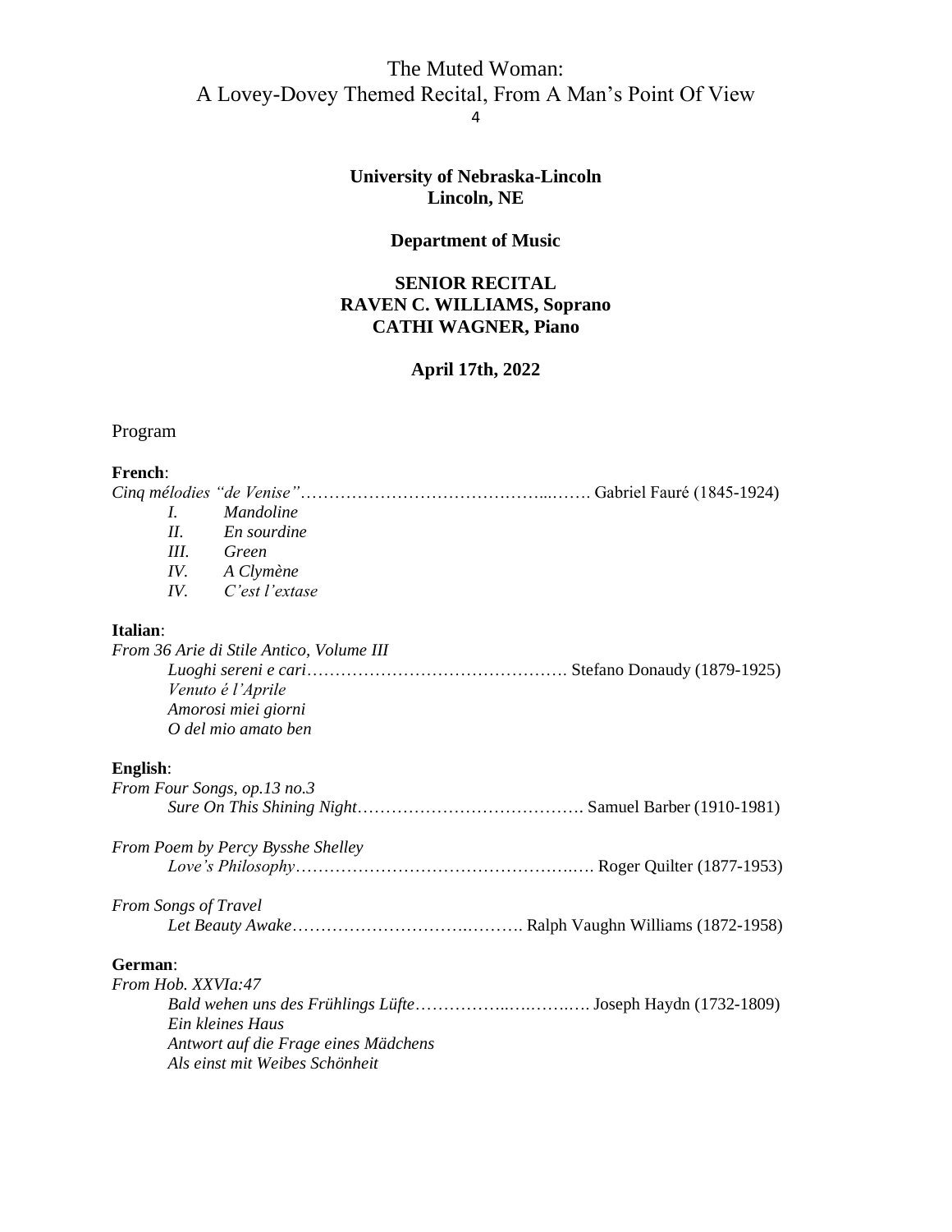**University of Nebraska-Lincoln**
**Lincoln, NE**

**Department of Music**

**SENIOR RECITAL**
**RAVEN C. WILLIAMS, Soprano**
**CATHI WAGNER, Piano**

**April 17th, 2022**

Program

**French**:

*Cinq mélodies "de Venise"*……………………………………..……. Gabriel Fauré (1845-1924)

- *I. Mandoline*
- *II. En sourdine*
- *III. Green*
- *IV. A Clymène*
- *IV. C'est l'extase*

**Italian**:

*From 36 Arie di Stile Antico, Volume III*

*Luoghi sereni e cari*………………………………………. Stefano Donaudy (1879-1925)
*Venuto é l'Aprile*
*Amorosi miei giorni*
*O del mio amato ben*

**English**:

*From Four Songs, op.13 no.3*

*Sure On This Shining Night*…………………………………. Samuel Barber (1910-1981)

*From Poem by Percy Bysshe Shelley*

*Love's Philosophy*…………………………………………..…. Roger Quilter (1877-1953)

*From Songs of Travel*

*Let Beauty Awake*………………………….………. Ralph Vaughn Williams (1872-1958)

**German**:

*From Hob. XXVIa:47*

*Bald wehen uns des Frühlings Lüfte*……………..….…….…. Joseph Haydn (1732-1809)
*Ein kleines Haus*
*Antwort auf die Frage eines Mädchens*
*Als einst mit Weibes Schönheit*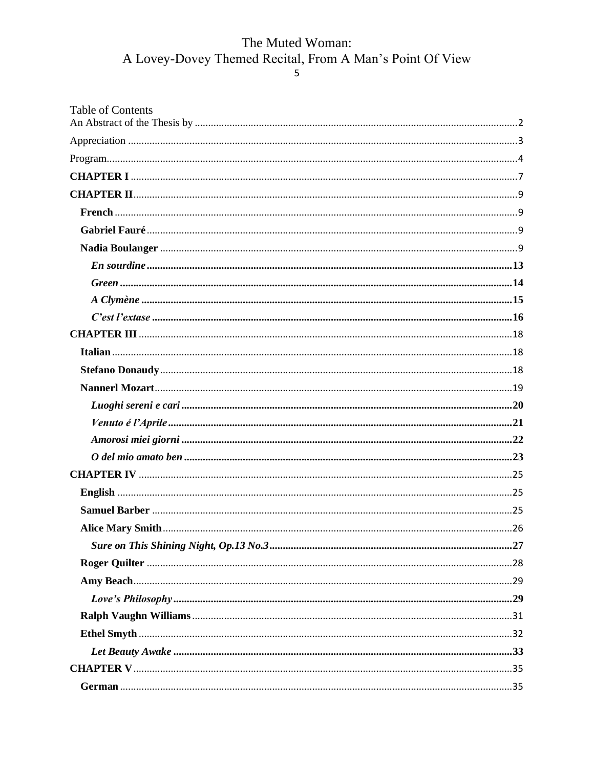Table of Contents

An Abstract of the Thesis by ........................................................................................................2

Appreciation ................................................................................................................................3

Program........................................................................................................................................4

**CHAPTER I** ................................................................................................................................7

**CHAPTER II**..............................................................................................................................9

**French** ....................................................................................................................................9

**Gabriel Fauré**........................................................................................................................9

**Nadia Boulanger** ....................................................................................................................9

***En sourdine***.......................................................................................................................**13**

***Green*** .................................................................................................................................**14**

***A Clymène*** .........................................................................................................................**15**

***C'est l'extase*** ......................................................................................................................**16**

**CHAPTER III** ...........................................................................................................................18

**Italian**....................................................................................................................................18

**Stefano Donaudy**..................................................................................................................18

**Nannerl Mozart**....................................................................................................................19

***Luoghi sereni e cari***...........................................................................................................**20**

***Venuto é l'Aprile***...............................................................................................................**21**

***Amorosi miei giorni***...........................................................................................................**22**

***O del mio amato ben***..........................................................................................................**23**

**CHAPTER IV** ...........................................................................................................................25

**English** ..................................................................................................................................25

**Samuel Barber** .....................................................................................................................25

**Alice Mary Smith**.................................................................................................................26

***Sure on This Shining Night, Op.13 No.3***.........................................................................**27**

**Roger Quilter** .......................................................................................................................28

**Amy Beach**...........................................................................................................................29

***Love's Philosophy***.............................................................................................................**29**

**Ralph Vaughn Williams**......................................................................................................31

**Ethel Smyth** ..........................................................................................................................32

***Let Beauty Awake*** .............................................................................................................**33**

**CHAPTER V**............................................................................................................................35

**German** .................................................................................................................................35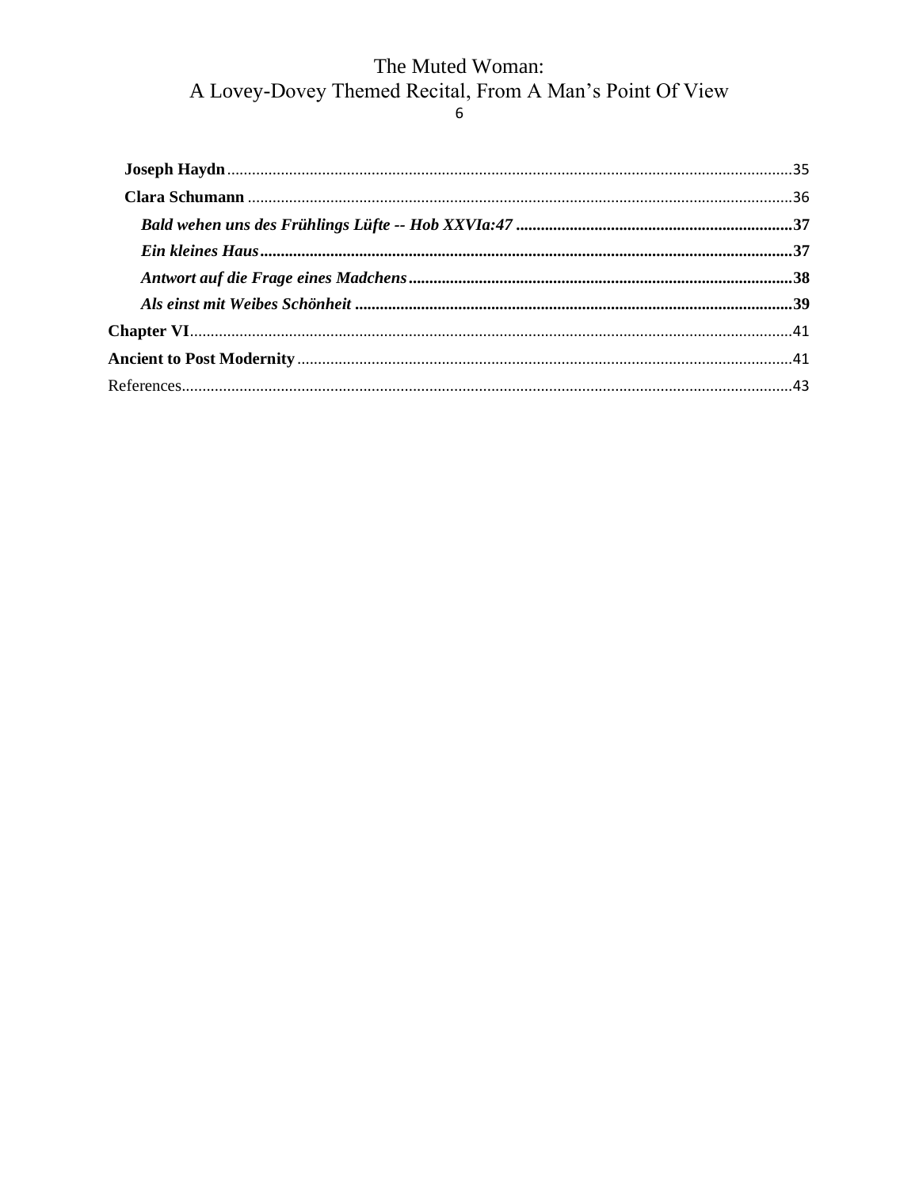**Joseph Haydn** ........................................................................................................................................ 35

**Clara Schumann** ................................................................................................................................... 36

***Bald wehen uns des Frühlings Lüfte -- Hob XXVIa:47*** ................................................................... **37**

***Ein kleines Haus*** ................................................................................................................................. **37**

***Antwort auf die Frage eines Madchens*** ............................................................................................ **38**

***Als einst mit Weibes Schönheit*** .......................................................................................................... **39**

**Chapter VI** ................................................................................................................................................ 41

**Ancient to Post Modernity** ....................................................................................................................... 41

References .................................................................................................................................................. 43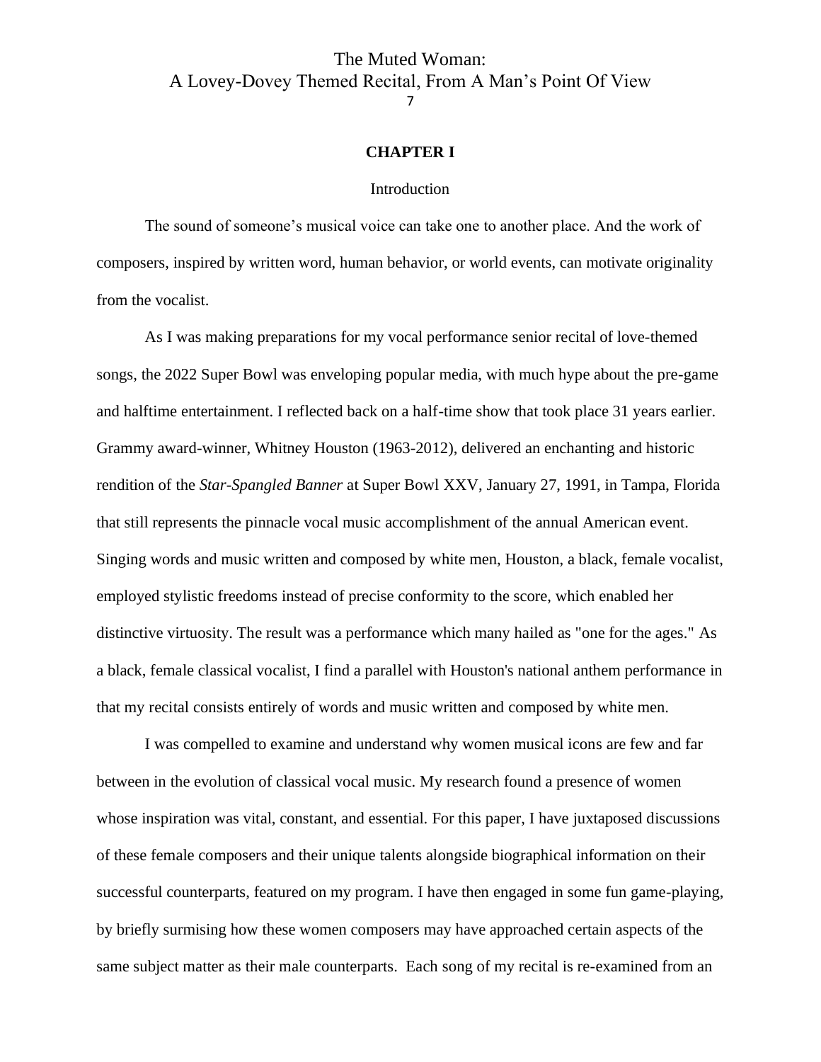## CHAPTER I

### Introduction

The sound of someone's musical voice can take one to another place. And the work of composers, inspired by written word, human behavior, or world events, can motivate originality from the vocalist.

As I was making preparations for my vocal performance senior recital of love-themed songs, the 2022 Super Bowl was enveloping popular media, with much hype about the pre-game and halftime entertainment. I reflected back on a half-time show that took place 31 years earlier. Grammy award-winner, Whitney Houston (1963-2012), delivered an enchanting and historic rendition of the *Star-Spangled Banner* at Super Bowl XXV, January 27, 1991, in Tampa, Florida that still represents the pinnacle vocal music accomplishment of the annual American event. Singing words and music written and composed by white men, Houston, a black, female vocalist, employed stylistic freedoms instead of precise conformity to the score, which enabled her distinctive virtuosity. The result was a performance which many hailed as "one for the ages." As a black, female classical vocalist, I find a parallel with Houston's national anthem performance in that my recital consists entirely of words and music written and composed by white men.

I was compelled to examine and understand why women musical icons are few and far between in the evolution of classical vocal music. My research found a presence of women whose inspiration was vital, constant, and essential. For this paper, I have juxtaposed discussions of these female composers and their unique talents alongside biographical information on their successful counterparts, featured on my program. I have then engaged in some fun game-playing, by briefly surmising how these women composers may have approached certain aspects of the same subject matter as their male counterparts. Each song of my recital is re-examined from an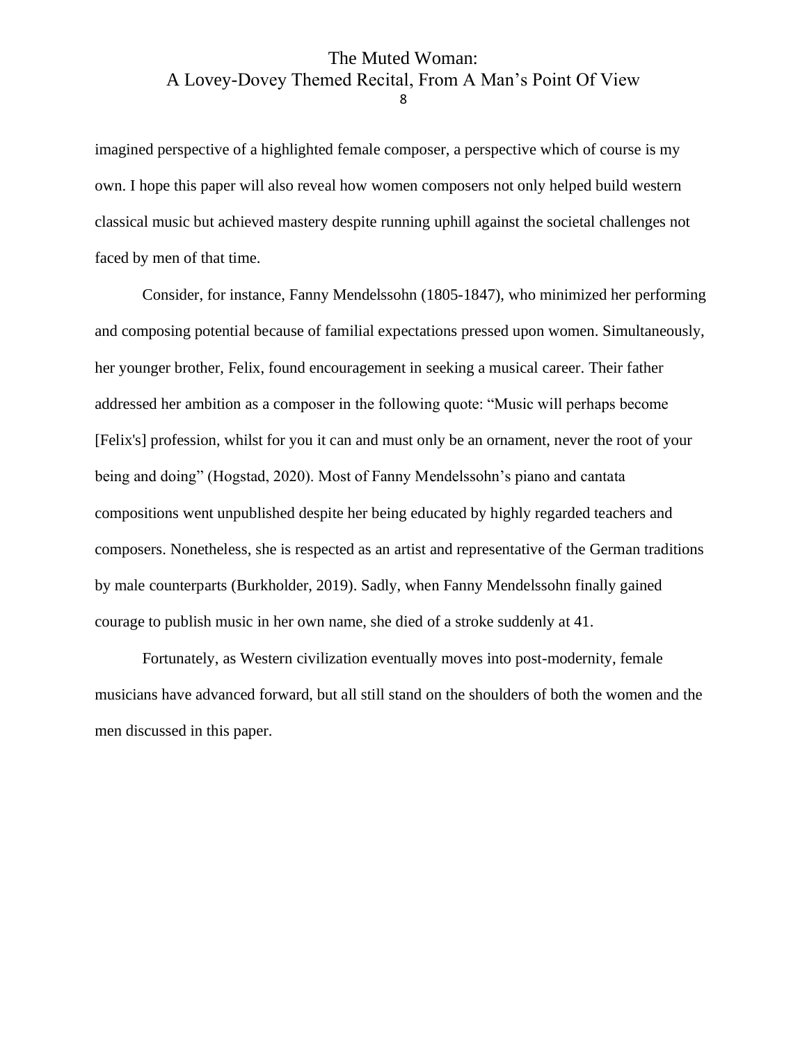imagined perspective of a highlighted female composer, a perspective which of course is my own. I hope this paper will also reveal how women composers not only helped build western classical music but achieved mastery despite running uphill against the societal challenges not faced by men of that time.

Consider, for instance, Fanny Mendelssohn (1805-1847), who minimized her performing and composing potential because of familial expectations pressed upon women. Simultaneously, her younger brother, Felix, found encouragement in seeking a musical career. Their father addressed her ambition as a composer in the following quote: "Music will perhaps become [Felix's] profession, whilst for you it can and must only be an ornament, never the root of your being and doing" (Hogstad, 2020). Most of Fanny Mendelssohn's piano and cantata compositions went unpublished despite her being educated by highly regarded teachers and composers. Nonetheless, she is respected as an artist and representative of the German traditions by male counterparts (Burkholder, 2019). Sadly, when Fanny Mendelssohn finally gained courage to publish music in her own name, she died of a stroke suddenly at 41.

Fortunately, as Western civilization eventually moves into post-modernity, female musicians have advanced forward, but all still stand on the shoulders of both the women and the men discussed in this paper.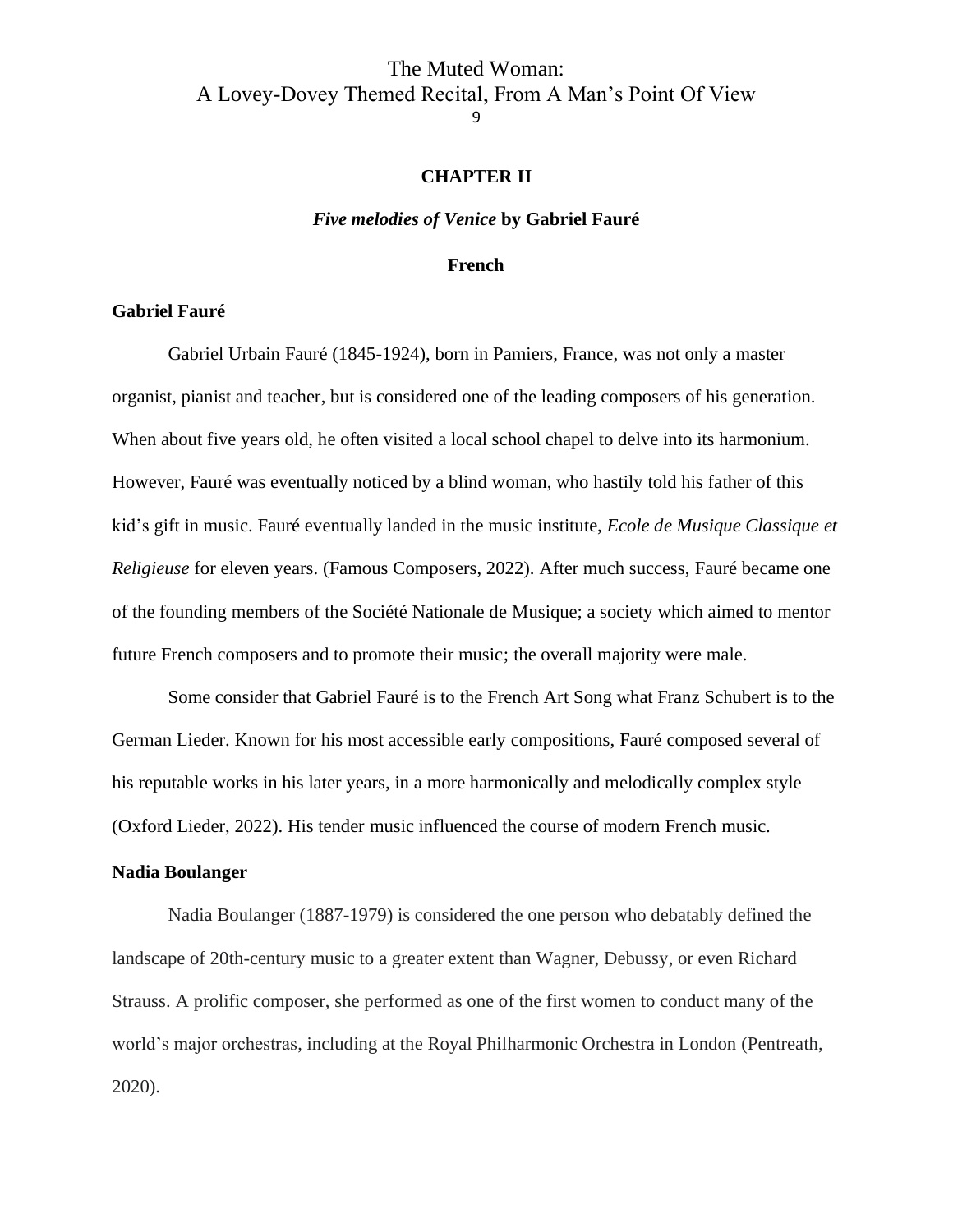## CHAPTER II

### *Five melodies of Venice* by Gabriel Fauré

### French

**Gabriel Fauré**

Gabriel Urbain Fauré (1845-1924), born in Pamiers, France, was not only a master organist, pianist and teacher, but is considered one of the leading composers of his generation. When about five years old, he often visited a local school chapel to delve into its harmonium. However, Fauré was eventually noticed by a blind woman, who hastily told his father of this kid's gift in music. Fauré eventually landed in the music institute, *Ecole de Musique Classique et Religieuse* for eleven years. (Famous Composers, 2022). After much success, Fauré became one of the founding members of the Société Nationale de Musique; a society which aimed to mentor future French composers and to promote their music; the overall majority were male.

Some consider that Gabriel Fauré is to the French Art Song what Franz Schubert is to the German Lieder. Known for his most accessible early compositions, Fauré composed several of his reputable works in his later years, in a more harmonically and melodically complex style (Oxford Lieder, 2022). His tender music influenced the course of modern French music.

**Nadia Boulanger**

Nadia Boulanger (1887-1979) is considered the one person who debatably defined the landscape of 20th-century music to a greater extent than Wagner, Debussy, or even Richard Strauss. A prolific composer, she performed as one of the first women to conduct many of the world's major orchestras, including at the Royal Philharmonic Orchestra in London (Pentreath, 2020).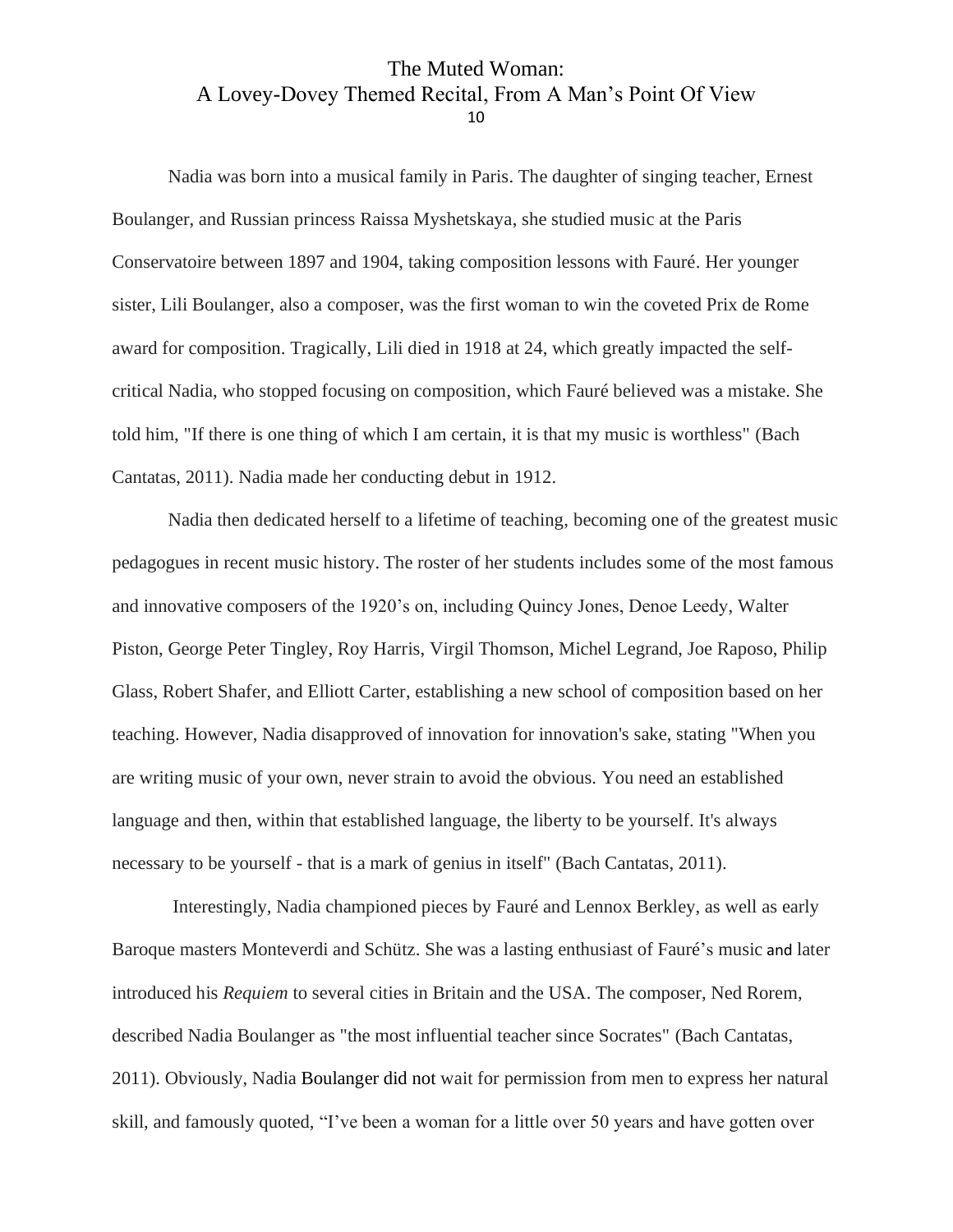Nadia was born into a musical family in Paris. The daughter of singing teacher, Ernest Boulanger, and Russian princess Raissa Myshetskaya, she studied music at the Paris Conservatoire between 1897 and 1904, taking composition lessons with Fauré. Her younger sister, Lili Boulanger, also a composer, was the first woman to win the coveted Prix de Rome award for composition. Tragically, Lili died in 1918 at 24, which greatly impacted the self-critical Nadia, who stopped focusing on composition, which Fauré believed was a mistake. She told him, "If there is one thing of which I am certain, it is that my music is worthless" (Bach Cantatas, 2011). Nadia made her conducting debut in 1912.

Nadia then dedicated herself to a lifetime of teaching, becoming one of the greatest music pedagogues in recent music history. The roster of her students includes some of the most famous and innovative composers of the 1920's on, including Quincy Jones, Denoe Leedy, Walter Piston, George Peter Tingley, Roy Harris, Virgil Thomson, Michel Legrand, Joe Raposo, Philip Glass, Robert Shafer, and Elliott Carter, establishing a new school of composition based on her teaching. However, Nadia disapproved of innovation for innovation's sake, stating "When you are writing music of your own, never strain to avoid the obvious. You need an established language and then, within that established language, the liberty to be yourself. It's always necessary to be yourself - that is a mark of genius in itself" (Bach Cantatas, 2011).

Interestingly, Nadia championed pieces by Fauré and Lennox Berkley, as well as early Baroque masters Monteverdi and Schütz. She was a lasting enthusiast of Fauré's music and later introduced his *Requiem* to several cities in Britain and the USA. The composer, Ned Rorem, described Nadia Boulanger as "the most influential teacher since Socrates" (Bach Cantatas, 2011). Obviously, Nadia Boulanger did not wait for permission from men to express her natural skill, and famously quoted, "I've been a woman for a little over 50 years and have gotten over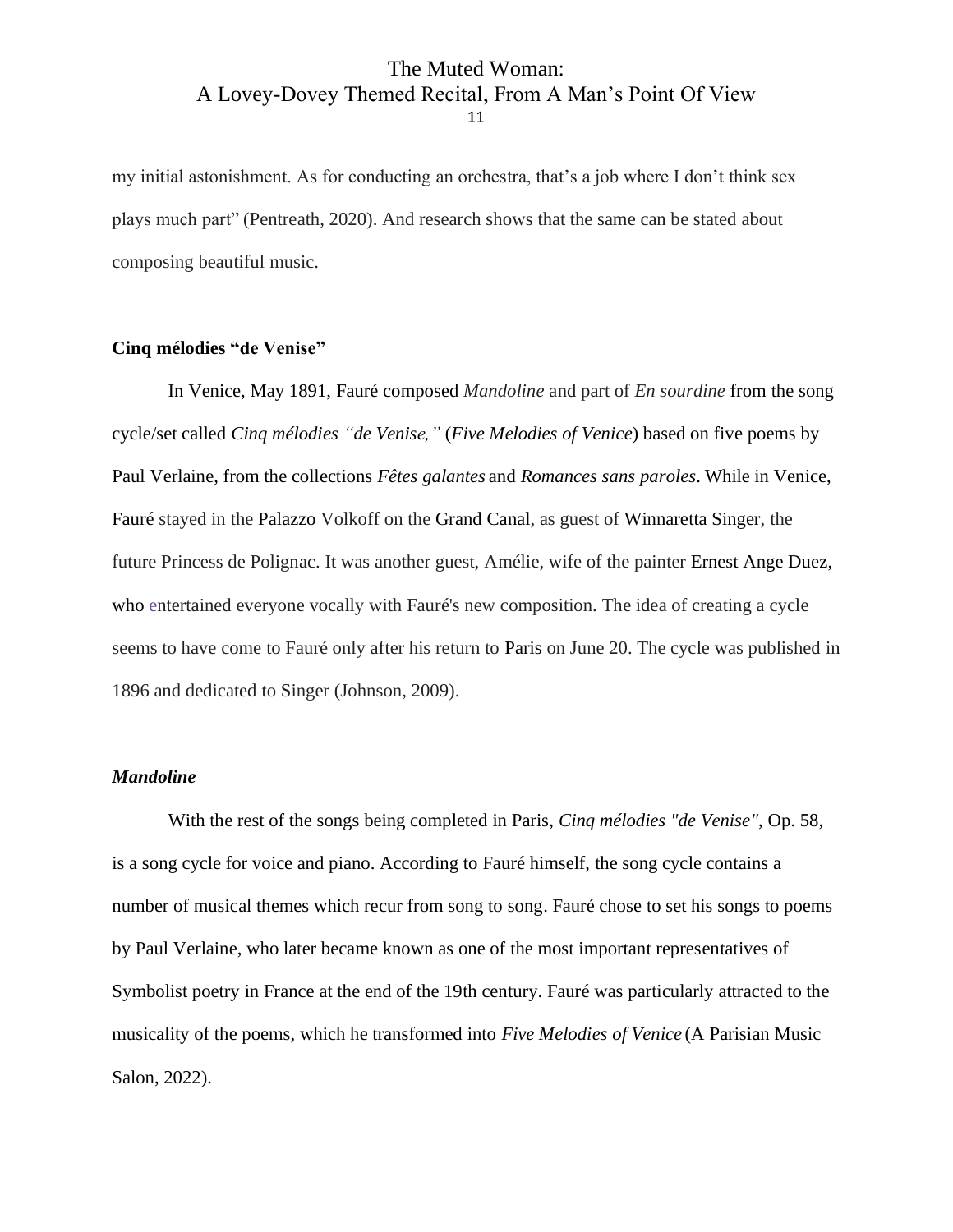my initial astonishment. As for conducting an orchestra, that's a job where I don't think sex plays much part" (Pentreath, 2020). And research shows that the same can be stated about composing beautiful music.

### Cinq mélodies "de Venise"

In Venice, May 1891, Fauré composed *Mandoline* and part of *En sourdine* from the song cycle/set called *Cinq mélodies "de Venise,"* (*Five Melodies of Venice*) based on five poems by Paul Verlaine, from the collections *Fêtes galantes* and *Romances sans paroles*. While in Venice, Fauré stayed in the Palazzo Volkoff on the Grand Canal, as guest of Winnaretta Singer, the future Princess de Polignac. It was another guest, Amélie, wife of the painter Ernest Ange Duez, who entertained everyone vocally with Fauré's new composition. The idea of creating a cycle seems to have come to Fauré only after his return to Paris on June 20. The cycle was published in 1896 and dedicated to Singer (Johnson, 2009).

### *Mandoline*

With the rest of the songs being completed in Paris, *Cinq mélodies "de Venise"*, Op. 58, is a song cycle for voice and piano. According to Fauré himself, the song cycle contains a number of musical themes which recur from song to song. Fauré chose to set his songs to poems by Paul Verlaine, who later became known as one of the most important representatives of Symbolist poetry in France at the end of the 19th century. Fauré was particularly attracted to the musicality of the poems, which he transformed into *Five Melodies of Venice* (A Parisian Music Salon, 2022).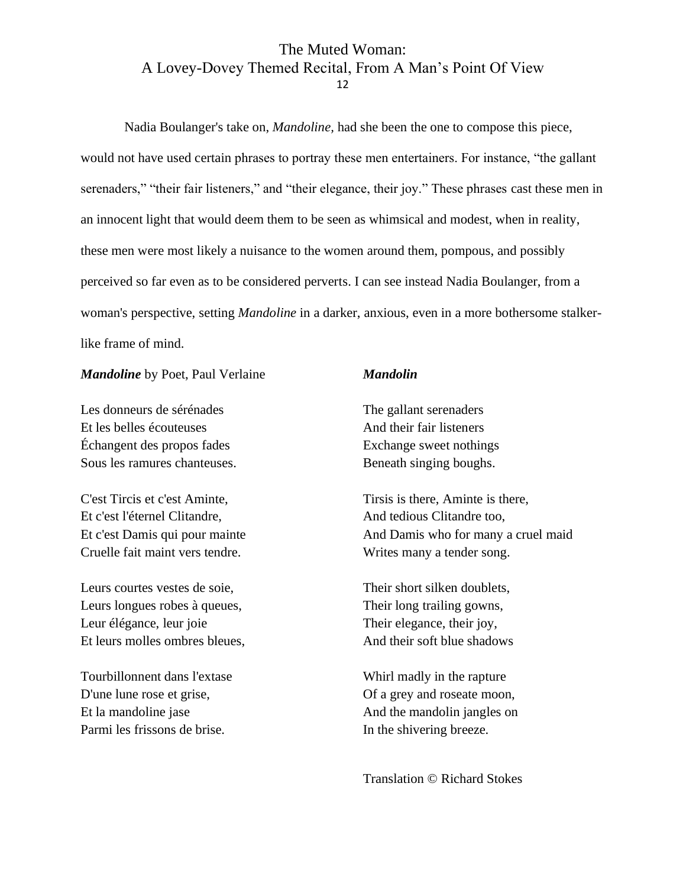Nadia Boulanger's take on, *Mandoline*, had she been the one to compose this piece, would not have used certain phrases to portray these men entertainers. For instance, "the gallant serenaders," "their fair listeners," and "their elegance, their joy." These phrases cast these men in an innocent light that would deem them to be seen as whimsical and modest, when in reality, these men were most likely a nuisance to the women around them, pompous, and possibly perceived so far even as to be considered perverts. I can see instead Nadia Boulanger, from a woman's perspective, setting *Mandoline* in a darker, anxious, even in a more bothersome stalker-like frame of mind.

***Mandoline*** by Poet, Paul Verlaine

Les donneurs de sérénades
Et les belles écouteuses
Échangent des propos fades
Sous les ramures chanteuses.

C'est Tircis et c'est Aminte,
Et c'est l'éternel Clitandre,
Et c'est Damis qui pour mainte
Cruelle fait maint vers tendre.

Leurs courtes vestes de soie,
Leurs longues robes à queues,
Leur élégance, leur joie
Et leurs molles ombres bleues,

Tourbillonnent dans l'extase
D'une lune rose et grise,
Et la mandoline jase
Parmi les frissons de brise.

***Mandolin***

The gallant serenaders
And their fair listeners
Exchange sweet nothings
Beneath singing boughs.

Tirsis is there, Aminte is there,
And tedious Clitandre too,
And Damis who for many a cruel maid
Writes many a tender song.

Their short silken doublets,
Their long trailing gowns,
Their elegance, their joy,
And their soft blue shadows

Whirl madly in the rapture
Of a grey and roseate moon,
And the mandolin jangles on
In the shivering breeze.

Translation © Richard Stokes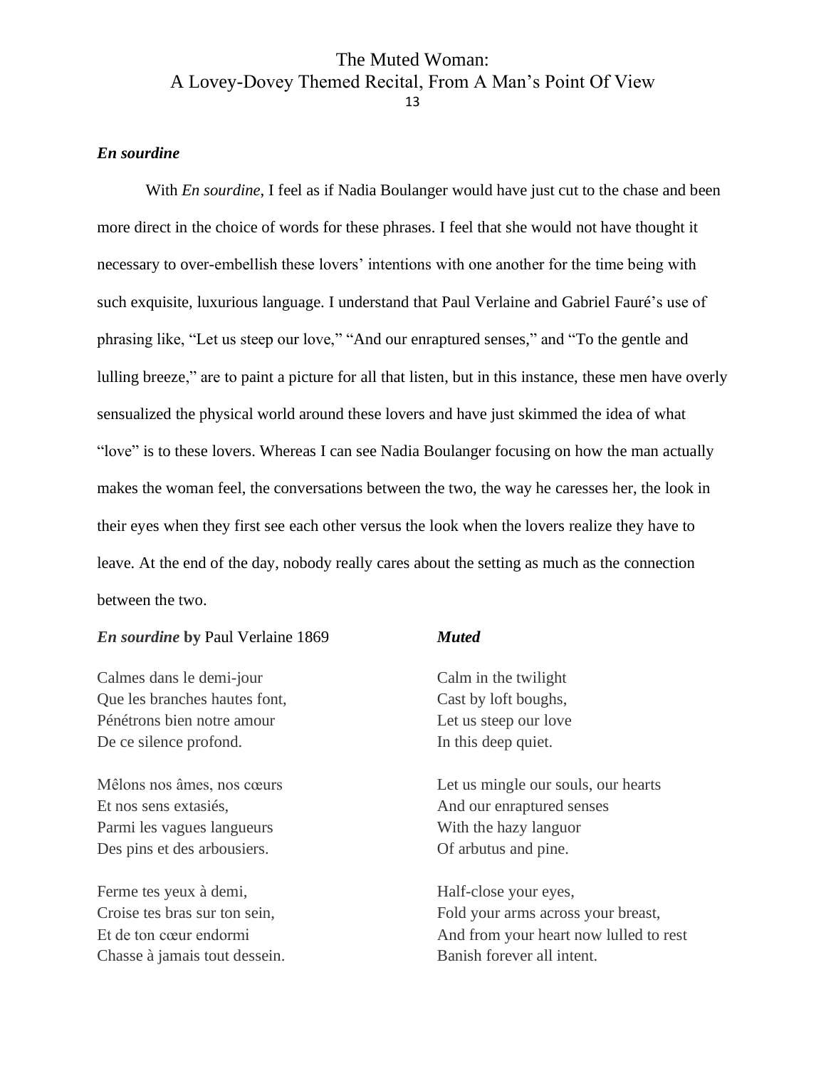### *En sourdine*

With *En sourdine*, I feel as if Nadia Boulanger would have just cut to the chase and been more direct in the choice of words for these phrases. I feel that she would not have thought it necessary to over-embellish these lovers' intentions with one another for the time being with such exquisite, luxurious language. I understand that Paul Verlaine and Gabriel Fauré's use of phrasing like, "Let us steep our love," "And our enraptured senses," and "To the gentle and lulling breeze," are to paint a picture for all that listen, but in this instance, these men have overly sensualized the physical world around these lovers and have just skimmed the idea of what "love" is to these lovers. Whereas I can see Nadia Boulanger focusing on how the man actually makes the woman feel, the conversations between the two, the way he caresses her, the look in their eyes when they first see each other versus the look when the lovers realize they have to leave. At the end of the day, nobody really cares about the setting as much as the connection between the two.

***En sourdine* by** Paul Verlaine 1869

Calmes dans le demi-jour
Que les branches hautes font,
Pénétrons bien notre amour
De ce silence profond.

Mêlons nos âmes, nos cœurs
Et nos sens extasiés,
Parmi les vagues langueurs
Des pins et des arbousiers.

Ferme tes yeux à demi,
Croise tes bras sur ton sein,
Et de ton cœur endormi
Chasse à jamais tout dessein.

***Muted***

Calm in the twilight
Cast by loft boughs,
Let us steep our love
In this deep quiet.

Let us mingle our souls, our hearts
And our enraptured senses
With the hazy languor
Of arbutus and pine.

Half-close your eyes,
Fold your arms across your breast,
And from your heart now lulled to rest
Banish forever all intent.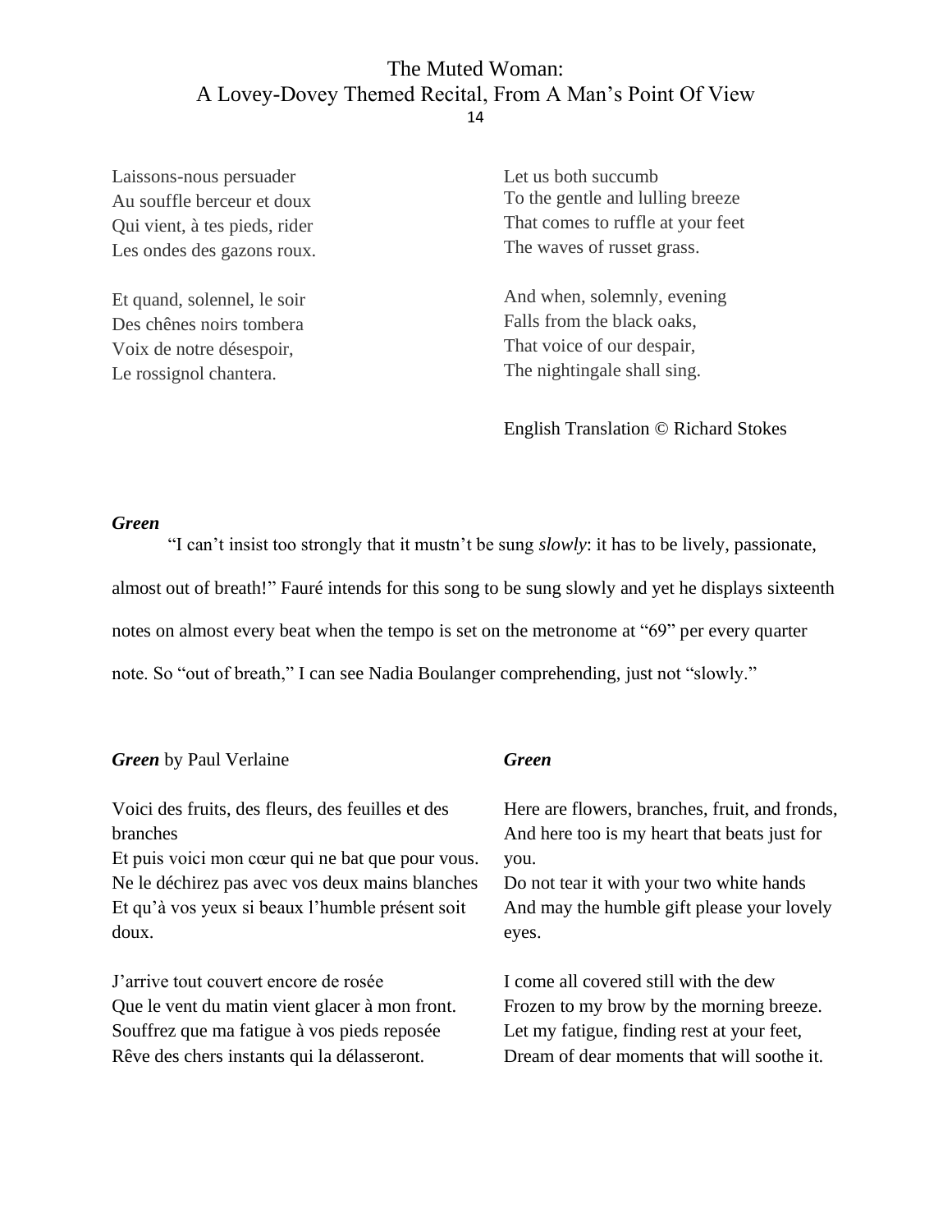Laissons-nous persuader
Au souffle berceur et doux
Qui vient, à tes pieds, rider
Les ondes des gazons roux.

Et quand, solennel, le soir
Des chênes noirs tombera
Voix de notre désespoir,
Le rossignol chantera.

Let us both succumb
To the gentle and lulling breeze
That comes to ruffle at your feet
The waves of russet grass.

And when, solemnly, evening
Falls from the black oaks,
That voice of our despair,
The nightingale shall sing.

English Translation © Richard Stokes

***Green***

"I can't insist too strongly that it mustn't be sung *slowly*: it has to be lively, passionate, almost out of breath!" Fauré intends for this song to be sung slowly and yet he displays sixteenth notes on almost every beat when the tempo is set on the metronome at "69" per every quarter note. So "out of breath," I can see Nadia Boulanger comprehending, just not "slowly."

***Green*** by Paul Verlaine

Voici des fruits, des fleurs, des feuilles et des branches
Et puis voici mon cœur qui ne bat que pour vous.
Ne le déchirez pas avec vos deux mains blanches
Et qu'à vos yeux si beaux l'humble présent soit doux.

J'arrive tout couvert encore de rosée
Que le vent du matin vient glacer à mon front.
Souffrez que ma fatigue à vos pieds reposée
Rêve des chers instants qui la délasseront.

***Green***

Here are flowers, branches, fruit, and fronds,
And here too is my heart that beats just for you.
Do not tear it with your two white hands
And may the humble gift please your lovely eyes.

I come all covered still with the dew
Frozen to my brow by the morning breeze.
Let my fatigue, finding rest at your feet,
Dream of dear moments that will soothe it.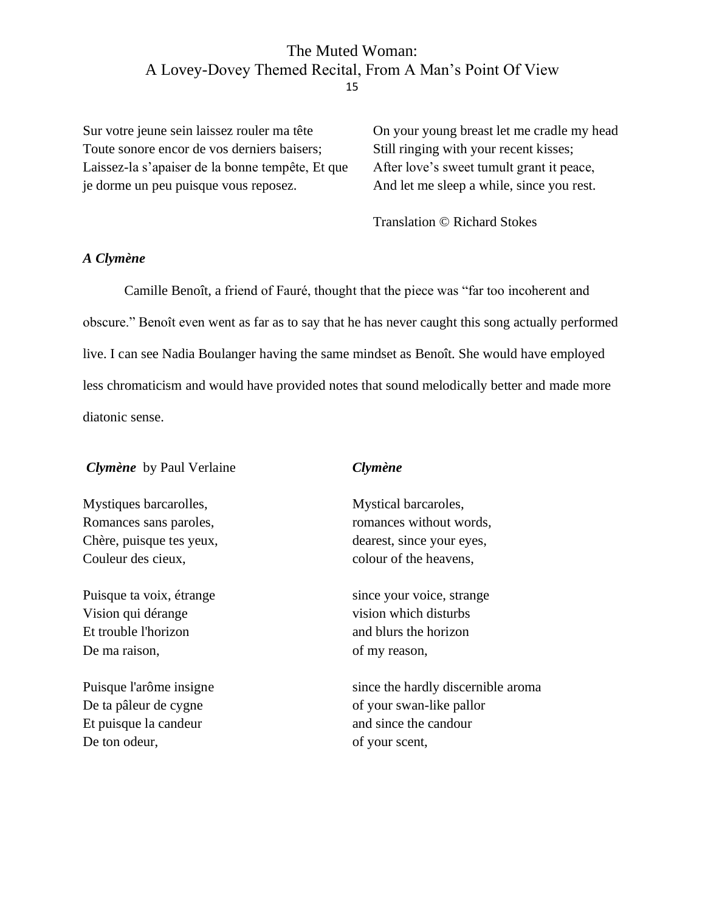Sur votre jeune sein laissez rouler ma tête
Toute sonore encor de vos derniers baisers;
Laissez-la s'apaiser de la bonne tempête, Et que je dorme un peu puisque vous reposez.

On your young breast let me cradle my head
Still ringing with your recent kisses;
After love's sweet tumult grant it peace,
And let me sleep a while, since you rest.

Translation © Richard Stokes

### *A Clymène*

Camille Benoît, a friend of Fauré, thought that the piece was "far too incoherent and obscure." Benoît even went as far as to say that he has never caught this song actually performed live. I can see Nadia Boulanger having the same mindset as Benoît. She would have employed less chromaticism and would have provided notes that sound melodically better and made more diatonic sense.

***Clymène*** by Paul Verlaine

Mystiques barcarolles,
Romances sans paroles,
Chère, puisque tes yeux,
Couleur des cieux,

Puisque ta voix, étrange
Vision qui dérange
Et trouble l'horizon
De ma raison,

Puisque l'arôme insigne
De ta pâleur de cygne
Et puisque la candeur
De ton odeur,

***Clymène***

Mystical barcaroles,
romances without words,
dearest, since your eyes,
colour of the heavens,

since your voice, strange
vision which disturbs
and blurs the horizon
of my reason,

since the hardly discernible aroma
of your swan-like pallor
and since the candour
of your scent,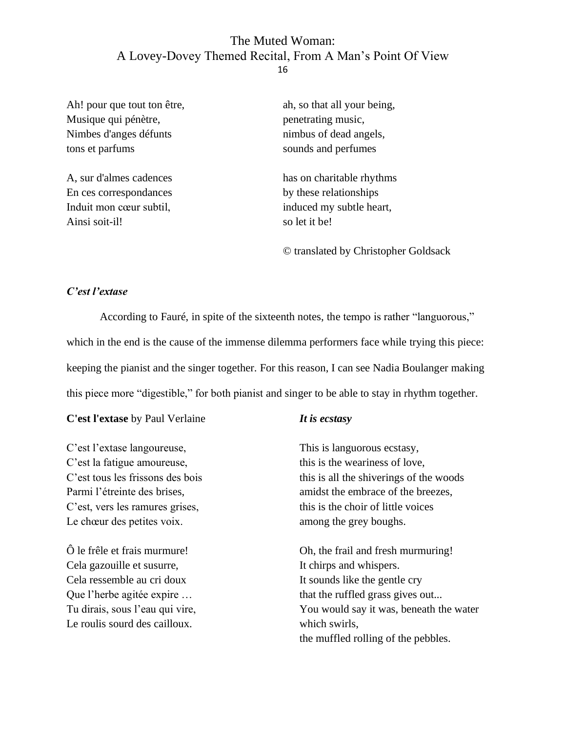| | |
|---|---|
| Ah! pour que tout ton être, | ah, so that all your being, |
| Musique qui pénètre, | penetrating music, |
| Nimbes d'anges défunts | nimbus of dead angels, |
| tons et parfums | sounds and perfumes |
| | |
| A, sur d'almes cadences | has on charitable rhythms |
| En ces correspondances | by these relationships |
| Induit mon cœur subtil, | induced my subtle heart, |
| Ainsi soit-il! | so let it be! |

© translated by Christopher Goldsack

### *C'est l'extase*

According to Fauré, in spite of the sixteenth notes, the tempo is rather "languorous," which in the end is the cause of the immense dilemma performers face while trying this piece: keeping the pianist and the singer together. For this reason, I can see Nadia Boulanger making this piece more "digestible," for both pianist and singer to be able to stay in rhythm together.

| **C'est l'extase** by Paul Verlaine | ***It is ecstasy*** |
|---|---|
| C'est l'extase langoureuse, | This is languorous ecstasy, |
| C'est la fatigue amoureuse, | this is the weariness of love, |
| C'est tous les frissons des bois | this is all the shiverings of the woods |
| Parmi l'étreinte des brises, | amidst the embrace of the breezes, |
| C'est, vers les ramures grises, | this is the choir of little voices |
| Le chœur des petites voix. | among the grey boughs. |
| | |
| Ô le frêle et frais murmure! | Oh, the frail and fresh murmuring! |
| Cela gazouille et susurre, | It chirps and whispers. |
| Cela ressemble au cri doux | It sounds like the gentle cry |
| Que l'herbe agitée expire … | that the ruffled grass gives out... |
| Tu dirais, sous l'eau qui vire, | You would say it was, beneath the water which swirls, |
| Le roulis sourd des cailloux. | the muffled rolling of the pebbles. |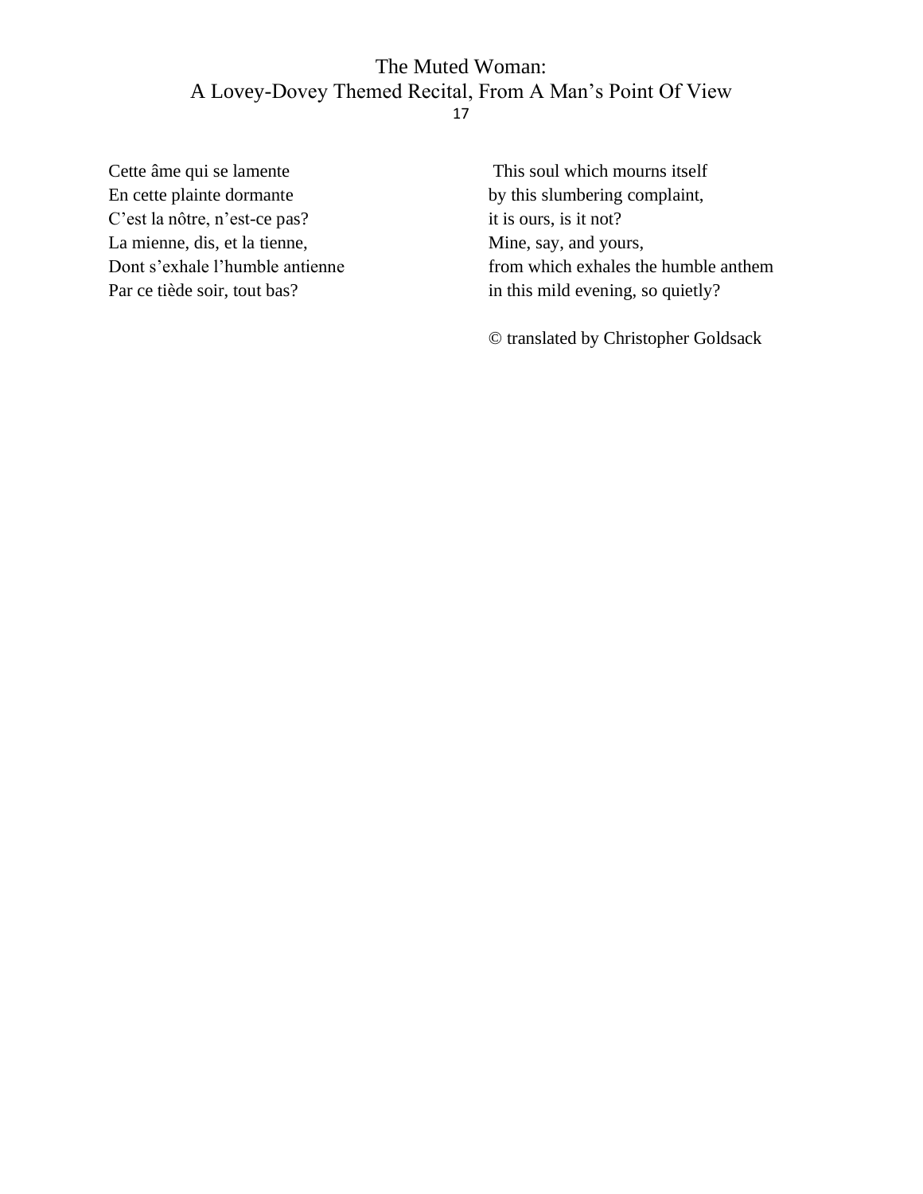Cette âme qui se lamente
En cette plainte dormante
C'est la nôtre, n'est-ce pas?
La mienne, dis, et la tienne,
Dont s'exhale l'humble antienne
Par ce tiède soir, tout bas?

This soul which mourns itself
by this slumbering complaint,
it is ours, is it not?
Mine, say, and yours,
from which exhales the humble anthem
in this mild evening, so quietly?

© translated by Christopher Goldsack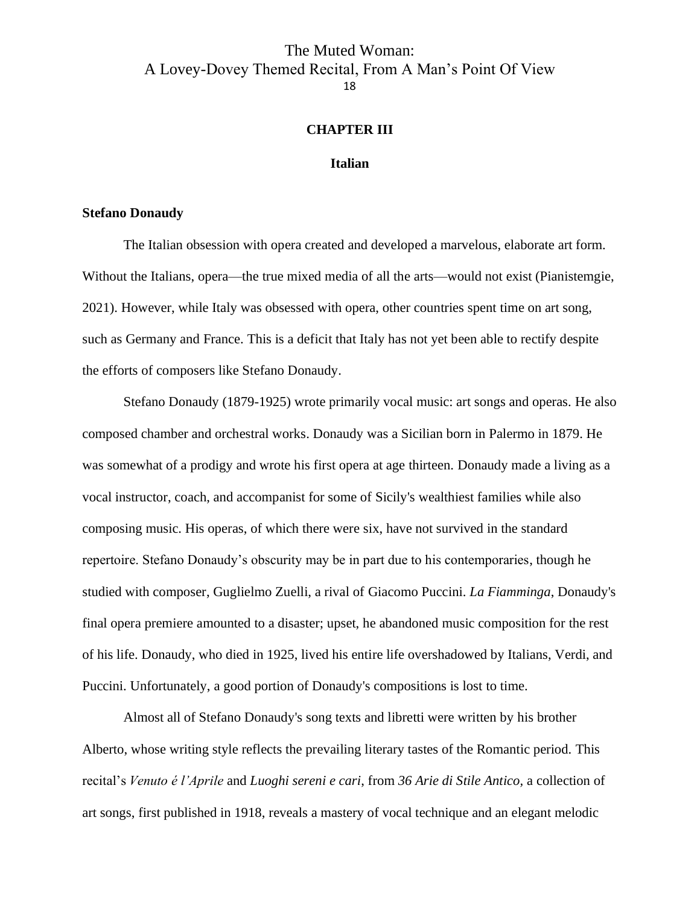## CHAPTER III

### Italian

**Stefano Donaudy**

The Italian obsession with opera created and developed a marvelous, elaborate art form. Without the Italians, opera—the true mixed media of all the arts—would not exist (Pianistemgie, 2021). However, while Italy was obsessed with opera, other countries spent time on art song, such as Germany and France. This is a deficit that Italy has not yet been able to rectify despite the efforts of composers like Stefano Donaudy.

Stefano Donaudy (1879-1925) wrote primarily vocal music: art songs and operas. He also composed chamber and orchestral works. Donaudy was a Sicilian born in Palermo in 1879. He was somewhat of a prodigy and wrote his first opera at age thirteen. Donaudy made a living as a vocal instructor, coach, and accompanist for some of Sicily's wealthiest families while also composing music. His operas, of which there were six, have not survived in the standard repertoire. Stefano Donaudy's obscurity may be in part due to his contemporaries, though he studied with composer, Guglielmo Zuelli, a rival of Giacomo Puccini. *La Fiamminga*, Donaudy's final opera premiere amounted to a disaster; upset, he abandoned music composition for the rest of his life. Donaudy, who died in 1925, lived his entire life overshadowed by Italians, Verdi, and Puccini. Unfortunately, a good portion of Donaudy's compositions is lost to time.

Almost all of Stefano Donaudy's song texts and libretti were written by his brother Alberto, whose writing style reflects the prevailing literary tastes of the Romantic period. This recital's *Venuto é l'Aprile* and *Luoghi sereni e cari*, from *36 Arie di Stile Antico*, a collection of art songs, first published in 1918, reveals a mastery of vocal technique and an elegant melodic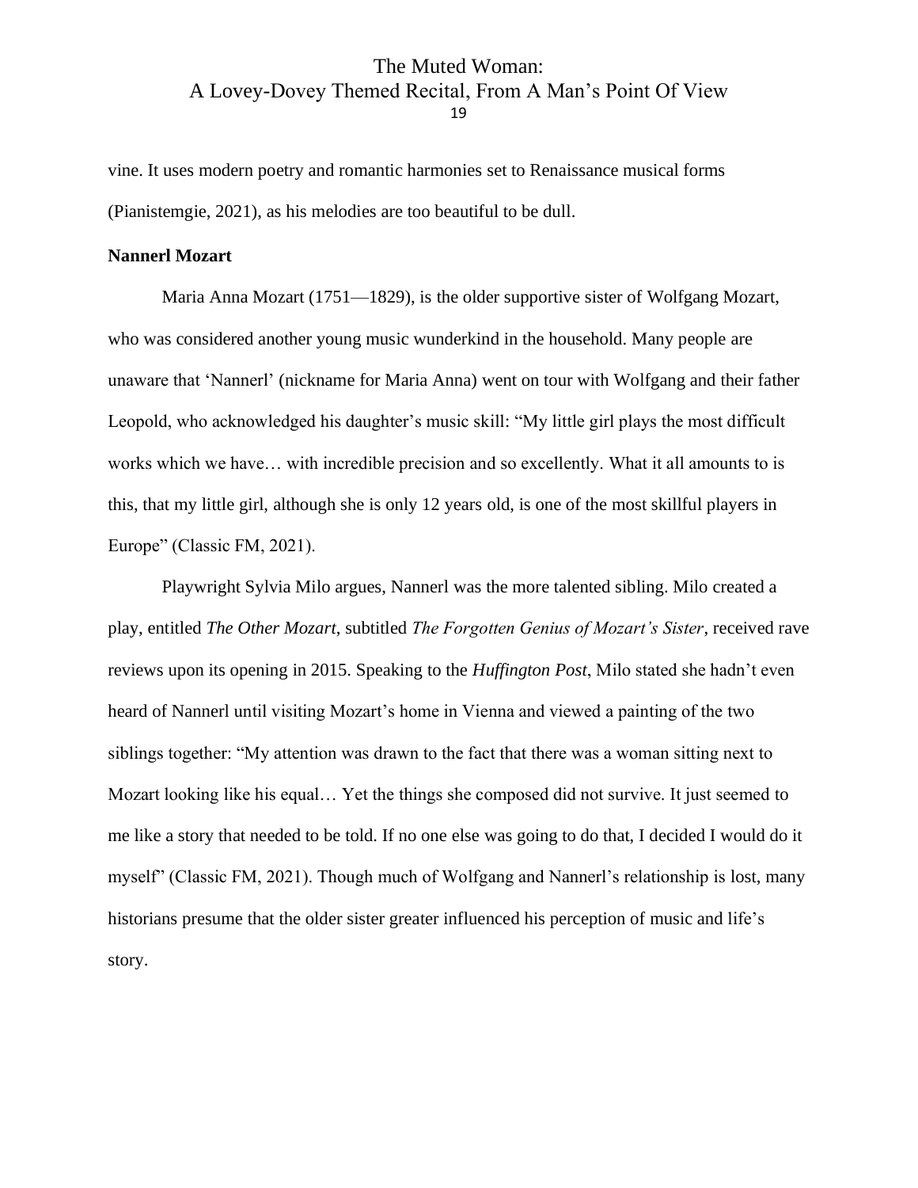vine. It uses modern poetry and romantic harmonies set to Renaissance musical forms (Pianistemgie, 2021), as his melodies are too beautiful to be dull.

**Nannerl Mozart**

Maria Anna Mozart (1751—1829), is the older supportive sister of Wolfgang Mozart, who was considered another young music wunderkind in the household. Many people are unaware that 'Nannerl' (nickname for Maria Anna) went on tour with Wolfgang and their father Leopold, who acknowledged his daughter's music skill: "My little girl plays the most difficult works which we have… with incredible precision and so excellently. What it all amounts to is this, that my little girl, although she is only 12 years old, is one of the most skillful players in Europe" (Classic FM, 2021).

Playwright Sylvia Milo argues, Nannerl was the more talented sibling. Milo created a play, entitled *The Other Mozart*, subtitled *The Forgotten Genius of Mozart's Sister*, received rave reviews upon its opening in 2015. Speaking to the *Huffington Post*, Milo stated she hadn't even heard of Nannerl until visiting Mozart's home in Vienna and viewed a painting of the two siblings together: "My attention was drawn to the fact that there was a woman sitting next to Mozart looking like his equal… Yet the things she composed did not survive. It just seemed to me like a story that needed to be told. If no one else was going to do that, I decided I would do it myself" (Classic FM, 2021). Though much of Wolfgang and Nannerl's relationship is lost, many historians presume that the older sister greater influenced his perception of music and life's story.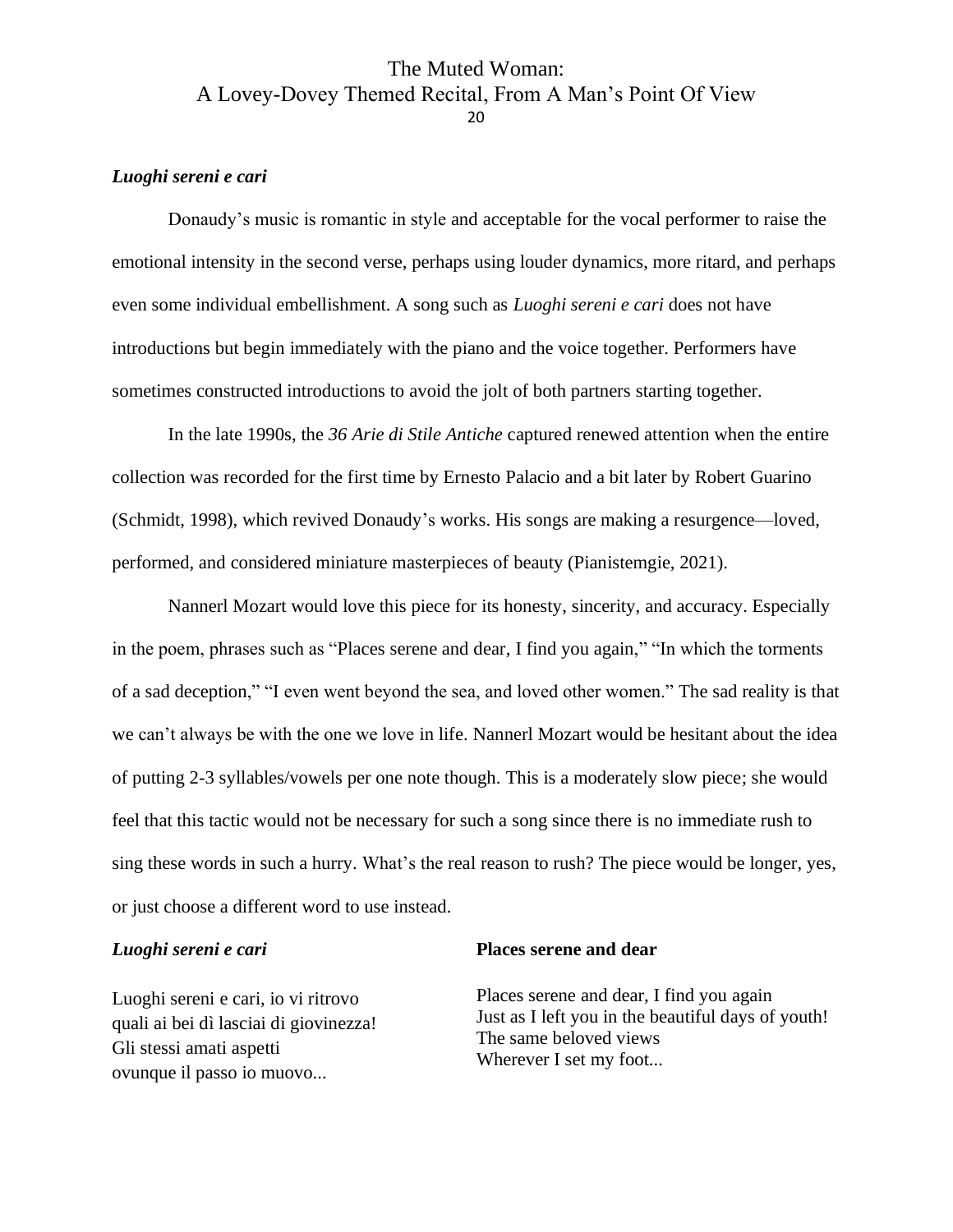### *Luoghi sereni e cari*

Donaudy's music is romantic in style and acceptable for the vocal performer to raise the emotional intensity in the second verse, perhaps using louder dynamics, more ritard, and perhaps even some individual embellishment. A song such as *Luoghi sereni e cari* does not have introductions but begin immediately with the piano and the voice together. Performers have sometimes constructed introductions to avoid the jolt of both partners starting together.

In the late 1990s, the *36 Arie di Stile Antiche* captured renewed attention when the entire collection was recorded for the first time by Ernesto Palacio and a bit later by Robert Guarino (Schmidt, 1998), which revived Donaudy's works. His songs are making a resurgence—loved, performed, and considered miniature masterpieces of beauty (Pianistemgie, 2021).

Nannerl Mozart would love this piece for its honesty, sincerity, and accuracy. Especially in the poem, phrases such as "Places serene and dear, I find you again," "In which the torments of a sad deception," "I even went beyond the sea, and loved other women." The sad reality is that we can't always be with the one we love in life. Nannerl Mozart would be hesitant about the idea of putting 2-3 syllables/vowels per one note though. This is a moderately slow piece; she would feel that this tactic would not be necessary for such a song since there is no immediate rush to sing these words in such a hurry. What's the real reason to rush? The piece would be longer, yes, or just choose a different word to use instead.

| ***Luoghi sereni e cari*** | **Places serene and dear** |
|---|---|
| Luoghi sereni e cari, io vi ritrovo<br>quali ai bei dì lasciai di giovinezza!<br>Gli stessi amati aspetti<br>ovunque il passo io muovo... | Places serene and dear, I find you again<br>Just as I left you in the beautiful days of youth!<br>The same beloved views<br>Wherever I set my foot... |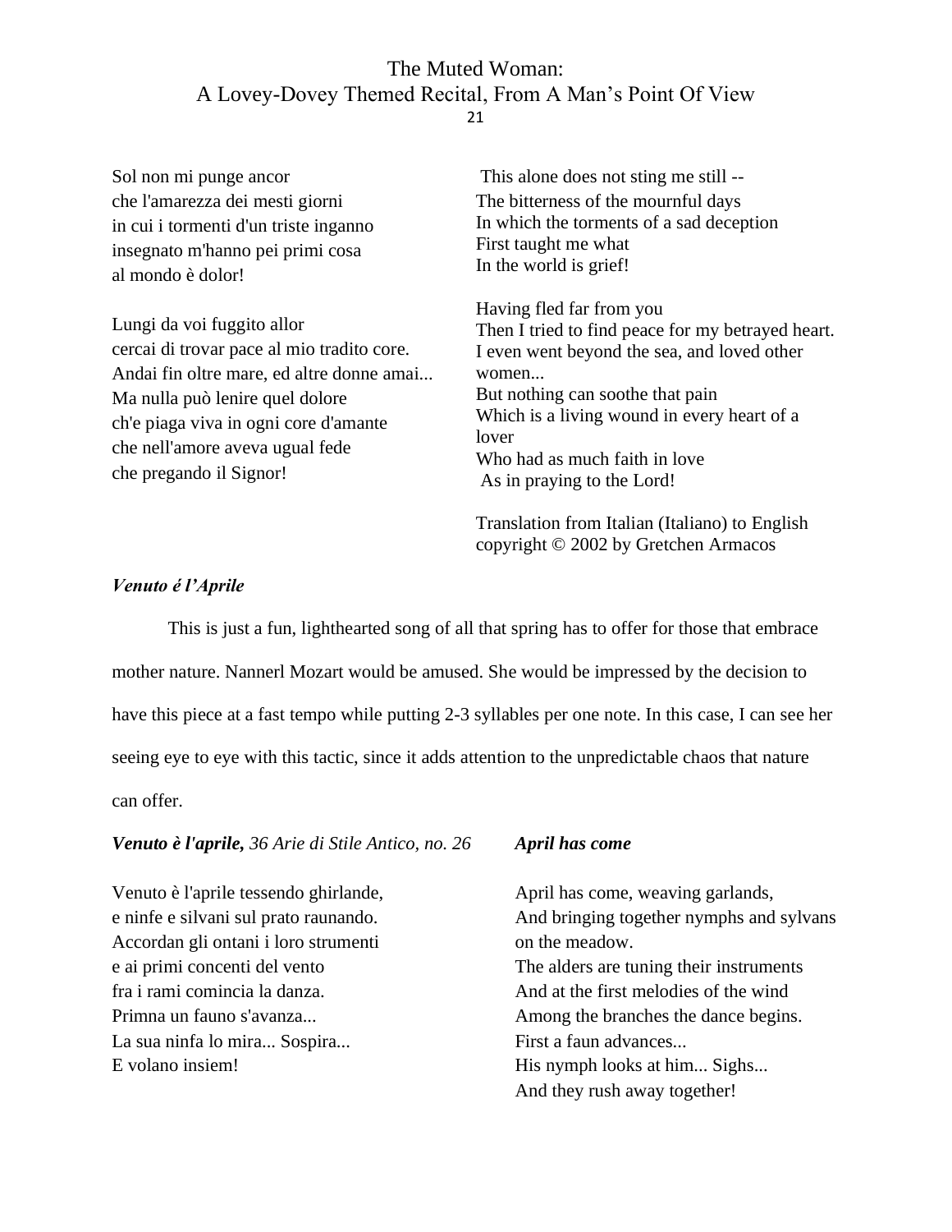Sol non mi punge ancor
che l'amarezza dei mesti giorni
in cui i tormenti d'un triste inganno
insegnato m'hanno pei primi cosa
al mondo è dolor!

Lungi da voi fuggito allor
cercai di trovar pace al mio tradito core.
Andai fin oltre mare, ed altre donne amai...
Ma nulla può lenire quel dolore
ch'e piaga viva in ogni core d'amante
che nell'amore aveva ugual fede
che pregando il Signor!

This alone does not sting me still --
The bitterness of the mournful days
In which the torments of a sad deception
First taught me what
In the world is grief!

Having fled far from you
Then I tried to find peace for my betrayed heart.
I even went beyond the sea, and loved other women...
But nothing can soothe that pain
Which is a living wound in every heart of a lover
Who had as much faith in love
As in praying to the Lord!

Translation from Italian (Italiano) to English copyright © 2002 by Gretchen Armacos

### *Venuto é l'Aprile*

This is just a fun, lighthearted song of all that spring has to offer for those that embrace mother nature. Nannerl Mozart would be amused. She would be impressed by the decision to have this piece at a fast tempo while putting 2-3 syllables per one note. In this case, I can see her seeing eye to eye with this tactic, since it adds attention to the unpredictable chaos that nature can offer.

***Venuto è l'aprile,*** *36 Arie di Stile Antico, no. 26*

Venuto è l'aprile tessendo ghirlande,
e ninfe e silvani sul prato raunando.
Accordan gli ontani i loro strumenti
e ai primi concenti del vento
fra i rami comincia la danza.
Primna un fauno s'avanza...
La sua ninfa lo mira... Sospira...
E volano insiem!

***April has come***

April has come, weaving garlands,
And bringing together nymphs and sylvans on the meadow.
The alders are tuning their instruments
And at the first melodies of the wind
Among the branches the dance begins.
First a faun advances...
His nymph looks at him... Sighs...
And they rush away together!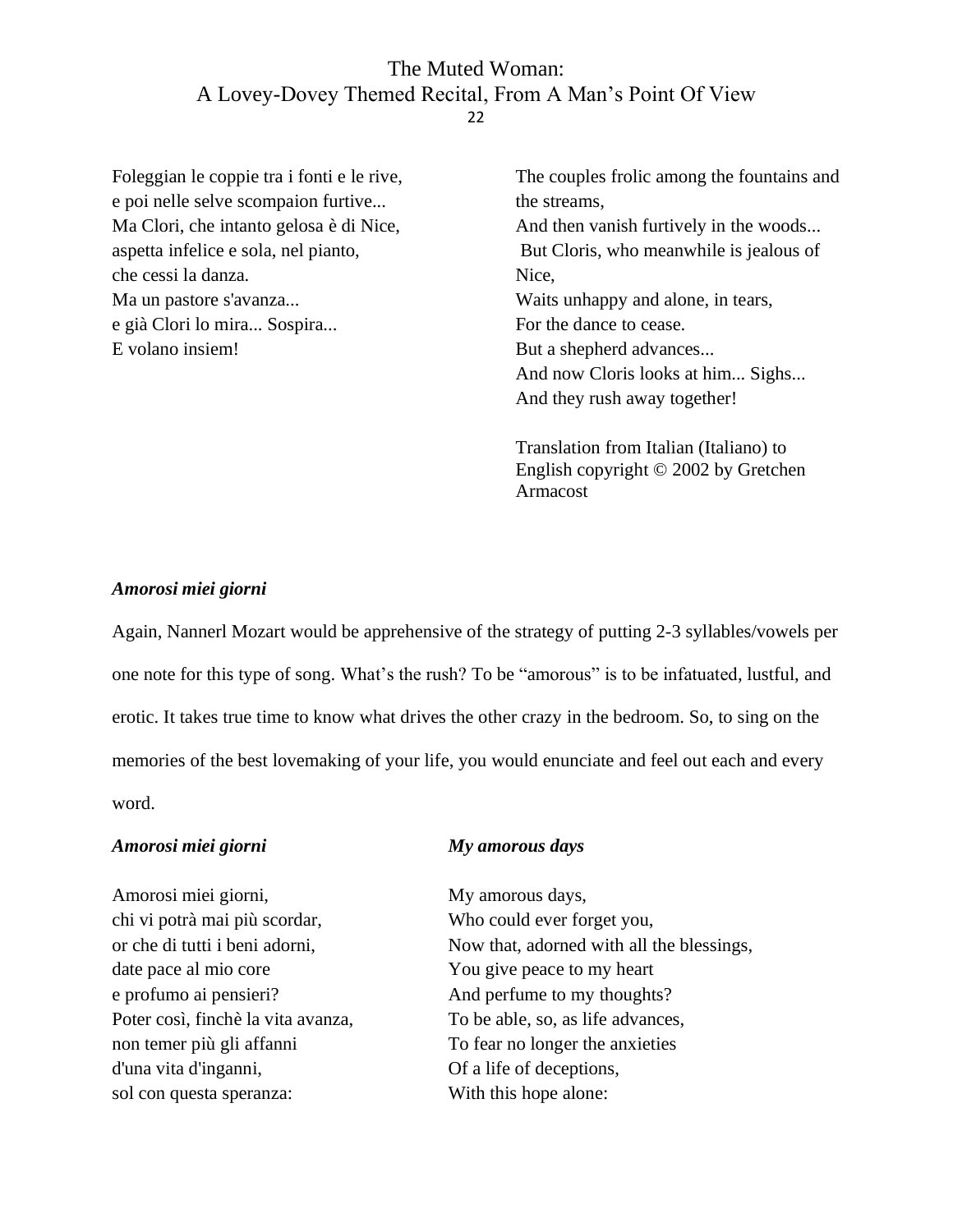Foleggian le coppie tra i fonti e le rive,
e poi nelle selve scompaion furtive...
Ma Clori, che intanto gelosa è di Nice,
aspetta infelice e sola, nel pianto,
che cessi la danza.
Ma un pastore s'avanza...
e già Clori lo mira... Sospira...
E volano insiem!

The couples frolic among the fountains and the streams,
And then vanish furtively in the woods...
But Cloris, who meanwhile is jealous of Nice,
Waits unhappy and alone, in tears,
For the dance to cease.
But a shepherd advances...
And now Cloris looks at him... Sighs...
And they rush away together!

Translation from Italian (Italiano) to English copyright © 2002 by Gretchen Armacost

***Amorosi miei giorni***

Again, Nannerl Mozart would be apprehensive of the strategy of putting 2-3 syllables/vowels per one note for this type of song. What's the rush? To be "amorous" is to be infatuated, lustful, and erotic. It takes true time to know what drives the other crazy in the bedroom. So, to sing on the memories of the best lovemaking of your life, you would enunciate and feel out each and every word.

***Amorosi miei giorni***

Amorosi miei giorni,
chi vi potrà mai più scordar,
or che di tutti i beni adorni,
date pace al mio core
e profumo ai pensieri?
Poter così, finchè la vita avanza,
non temer più gli affanni
d'una vita d'inganni,
sol con questa speranza:

***My amorous days***

My amorous days,
Who could ever forget you,
Now that, adorned with all the blessings,
You give peace to my heart
And perfume to my thoughts?
To be able, so, as life advances,
To fear no longer the anxieties
Of a life of deceptions,
With this hope alone: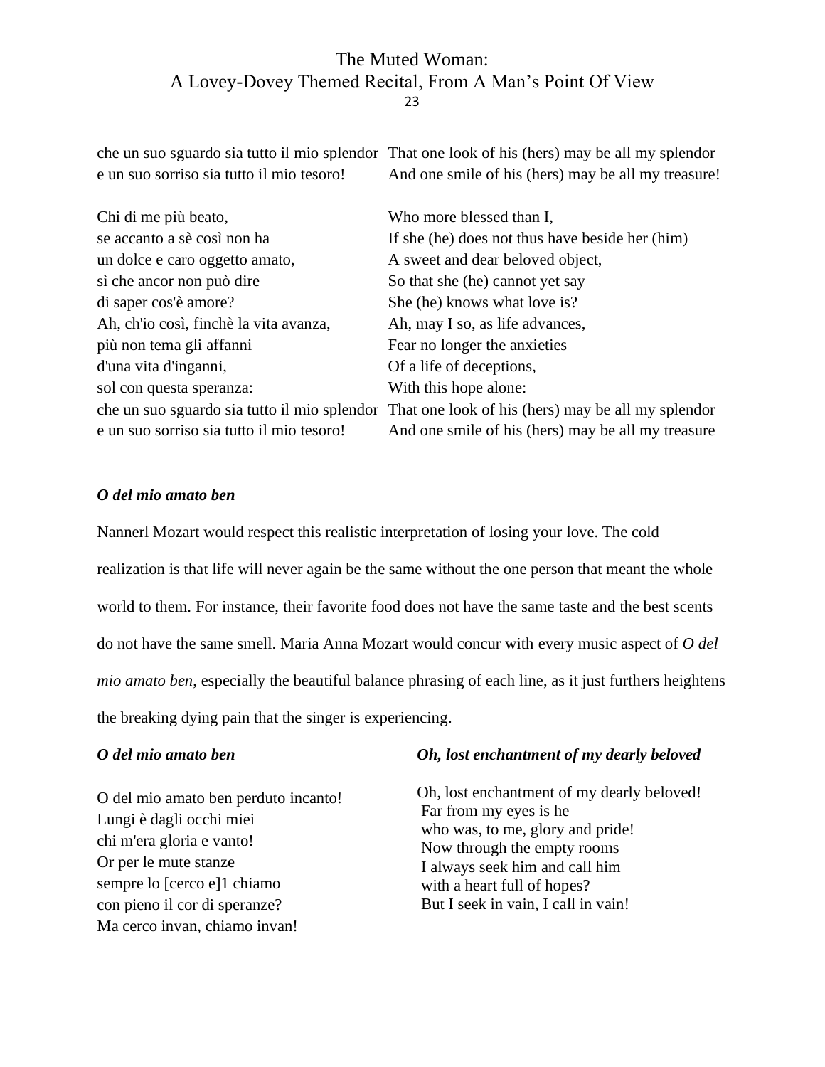| | |
|---|---|
| che un suo sguardo sia tutto il mio splendor | That one look of his (hers) may be all my splendor |
| e un suo sorriso sia tutto il mio tesoro! | And one smile of his (hers) may be all my treasure! |
| | |
| Chi di me più beato, | Who more blessed than I, |
| se accanto a sè così non ha | If she (he) does not thus have beside her (him) |
| un dolce e caro oggetto amato, | A sweet and dear beloved object, |
| sì che ancor non può dire | So that she (he) cannot yet say |
| di saper cos'è amore? | She (he) knows what love is? |
| Ah, ch'io così, finchè la vita avanza, | Ah, may I so, as life advances, |
| più non tema gli affanni | Fear no longer the anxieties |
| d'una vita d'inganni, | Of a life of deceptions, |
| sol con questa speranza: | With this hope alone: |
| che un suo sguardo sia tutto il mio splendor | That one look of his (hers) may be all my splendor |
| e un suo sorriso sia tutto il mio tesoro! | And one smile of his (hers) may be all my treasure |

***O del mio amato ben***

Nannerl Mozart would respect this realistic interpretation of losing your love. The cold realization is that life will never again be the same without the one person that meant the whole world to them. For instance, their favorite food does not have the same taste and the best scents do not have the same smell. Maria Anna Mozart would concur with every music aspect of *O del mio amato ben*, especially the beautiful balance phrasing of each line, as it just furthers heightens the breaking dying pain that the singer is experiencing.

| ***O del mio amato ben*** | ***Oh, lost enchantment of my dearly beloved*** |
|---|---|
| O del mio amato ben perduto incanto! | Oh, lost enchantment of my dearly beloved! |
| Lungi è dagli occhi miei | Far from my eyes is he |
| chi m'era gloria e vanto! | who was, to me, glory and pride! |
| Or per le mute stanze | Now through the empty rooms |
| sempre lo [cerco e]1 chiamo | I always seek him and call him |
| con pieno il cor di speranze? | with a heart full of hopes? |
| Ma cerco invan, chiamo invan! | But I seek in vain, I call in vain! |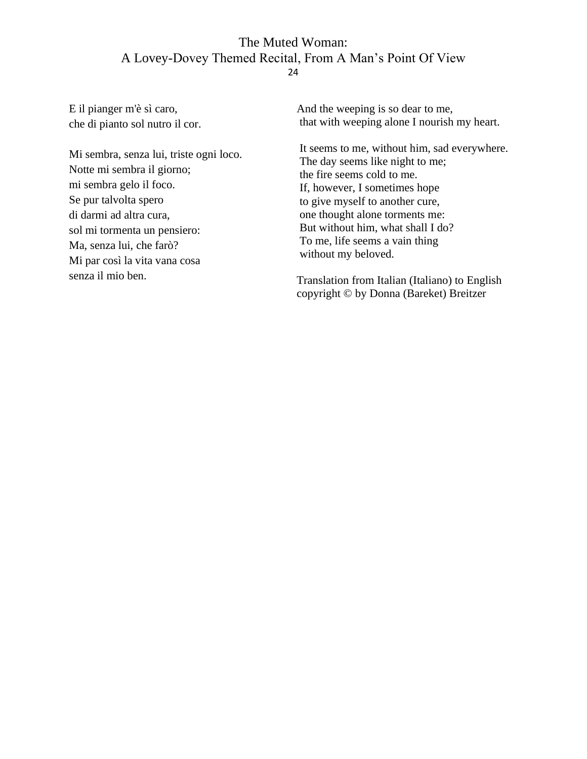E il pianger m'è sì caro,
che di pianto sol nutro il cor.

Mi sembra, senza lui, triste ogni loco.
Notte mi sembra il giorno;
mi sembra gelo il foco.
Se pur talvolta spero
di darmi ad altra cura,
sol mi tormenta un pensiero:
Ma, senza lui, che farò?
Mi par così la vita vana cosa
senza il mio ben.

And the weeping is so dear to me,
that with weeping alone I nourish my heart.

It seems to me, without him, sad everywhere.
The day seems like night to me;
the fire seems cold to me.
If, however, I sometimes hope
to give myself to another cure,
one thought alone torments me:
But without him, what shall I do?
To me, life seems a vain thing
without my beloved.

Translation from Italian (Italiano) to English
copyright © by Donna (Bareket) Breitzer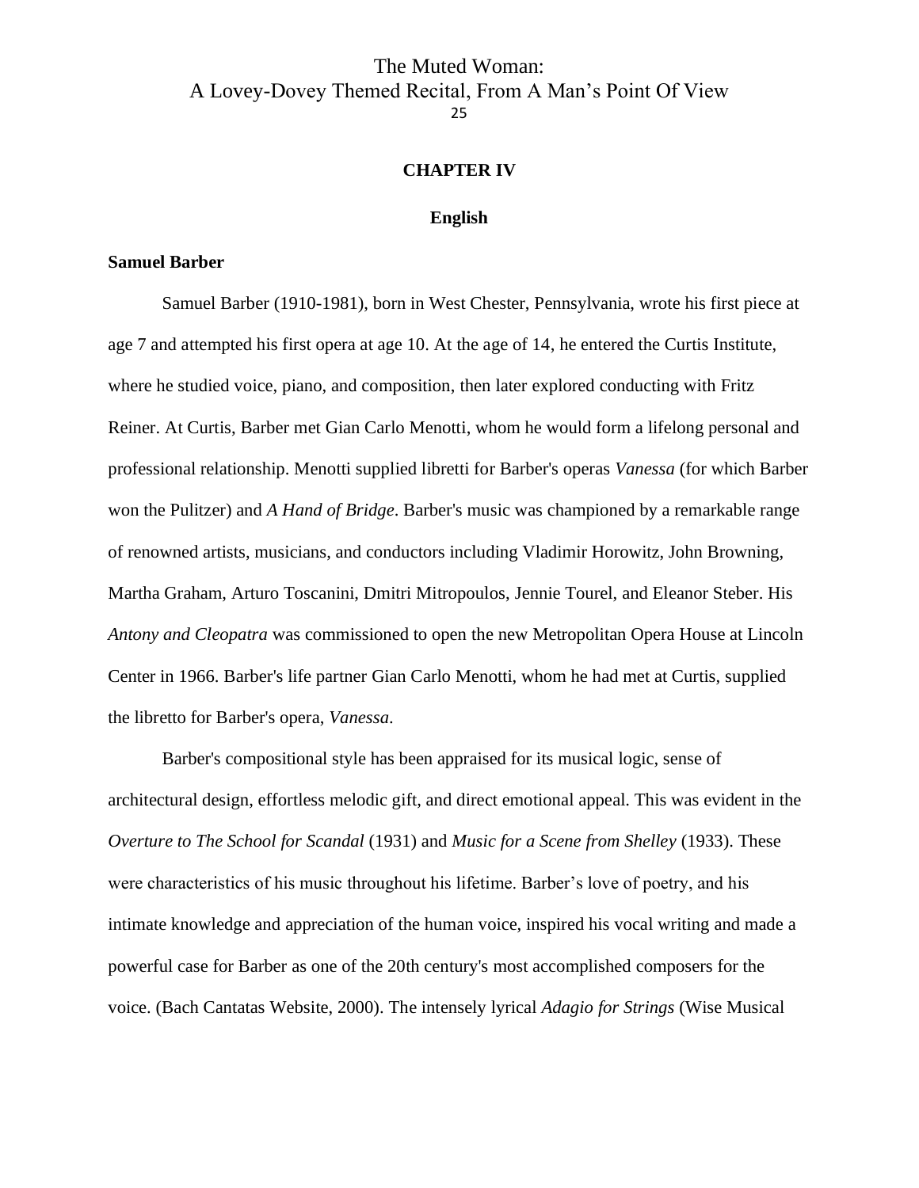## CHAPTER IV

### English

**Samuel Barber**

Samuel Barber (1910-1981), born in West Chester, Pennsylvania, wrote his first piece at age 7 and attempted his first opera at age 10. At the age of 14, he entered the Curtis Institute, where he studied voice, piano, and composition, then later explored conducting with Fritz Reiner. At Curtis, Barber met Gian Carlo Menotti, whom he would form a lifelong personal and professional relationship. Menotti supplied libretti for Barber's operas *Vanessa* (for which Barber won the Pulitzer) and *A Hand of Bridge*. Barber's music was championed by a remarkable range of renowned artists, musicians, and conductors including Vladimir Horowitz, John Browning, Martha Graham, Arturo Toscanini, Dmitri Mitropoulos, Jennie Tourel, and Eleanor Steber. His *Antony and Cleopatra* was commissioned to open the new Metropolitan Opera House at Lincoln Center in 1966. Barber's life partner Gian Carlo Menotti, whom he had met at Curtis, supplied the libretto for Barber's opera, *Vanessa*.

Barber's compositional style has been appraised for its musical logic, sense of architectural design, effortless melodic gift, and direct emotional appeal. This was evident in the *Overture to The School for Scandal* (1931) and *Music for a Scene from Shelley* (1933). These were characteristics of his music throughout his lifetime. Barber's love of poetry, and his intimate knowledge and appreciation of the human voice, inspired his vocal writing and made a powerful case for Barber as one of the 20th century's most accomplished composers for the voice. (Bach Cantatas Website, 2000). The intensely lyrical *Adagio for Strings* (Wise Musical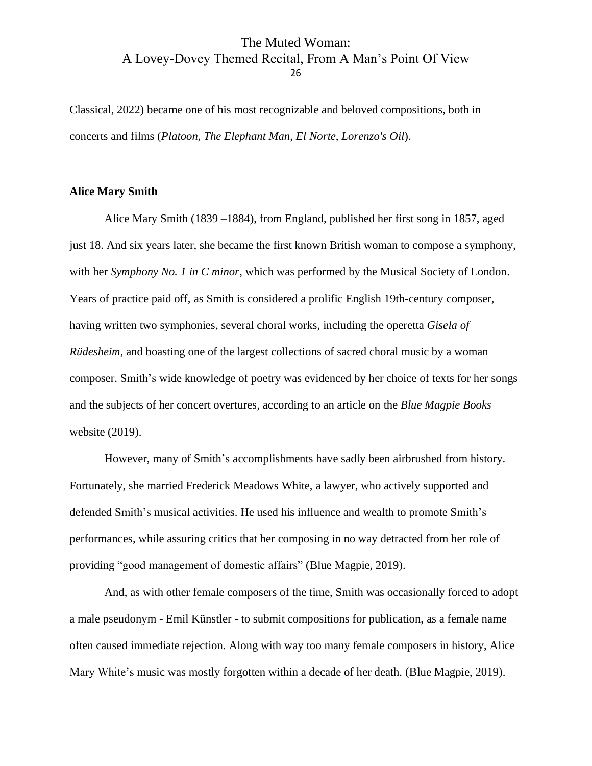Classical, 2022) became one of his most recognizable and beloved compositions, both in concerts and films (*Platoon*, *The Elephant Man*, *El Norte*, *Lorenzo's Oil*).

**Alice Mary Smith**

Alice Mary Smith (1839 –1884), from England, published her first song in 1857, aged just 18. And six years later, she became the first known British woman to compose a symphony, with her *Symphony No. 1 in C minor*, which was performed by the Musical Society of London. Years of practice paid off, as Smith is considered a prolific English 19th-century composer, having written two symphonies, several choral works, including the operetta *Gisela of Rüdesheim*, and boasting one of the largest collections of sacred choral music by a woman composer. Smith's wide knowledge of poetry was evidenced by her choice of texts for her songs and the subjects of her concert overtures, according to an article on the *Blue Magpie Books* website (2019).

However, many of Smith's accomplishments have sadly been airbrushed from history. Fortunately, she married Frederick Meadows White, a lawyer, who actively supported and defended Smith's musical activities. He used his influence and wealth to promote Smith's performances, while assuring critics that her composing in no way detracted from her role of providing "good management of domestic affairs" (Blue Magpie, 2019).

And, as with other female composers of the time, Smith was occasionally forced to adopt a male pseudonym - Emil Künstler - to submit compositions for publication, as a female name often caused immediate rejection. Along with way too many female composers in history, Alice Mary White's music was mostly forgotten within a decade of her death. (Blue Magpie, 2019).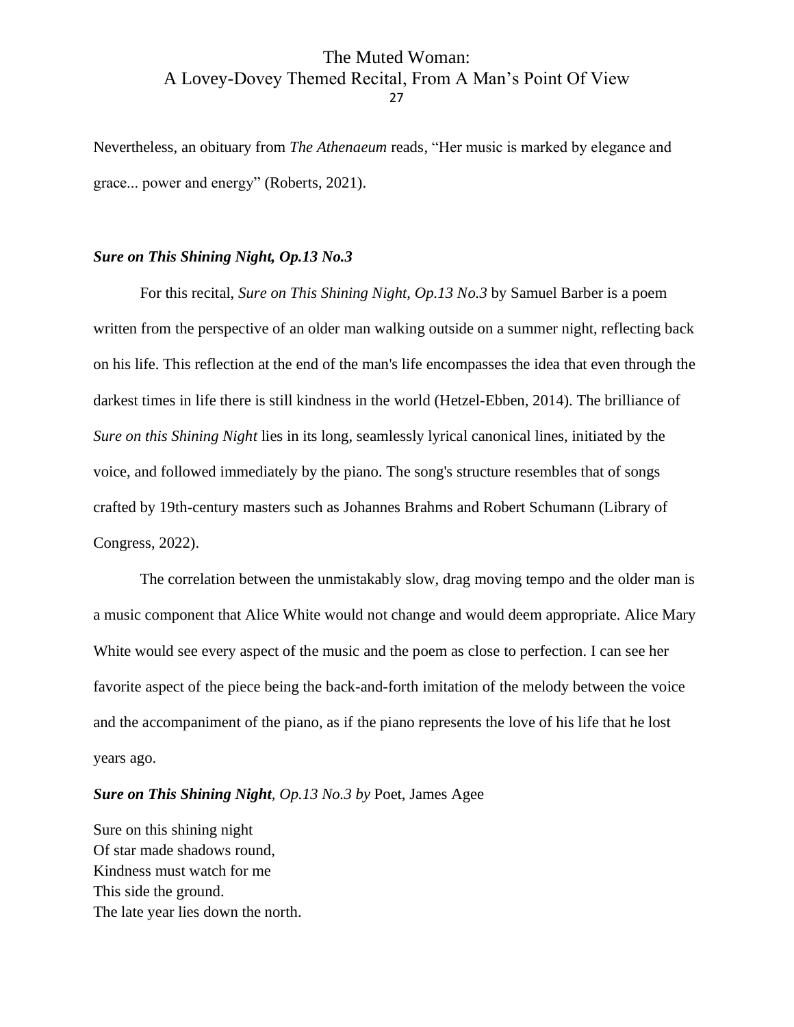Nevertheless, an obituary from *The Athenaeum* reads, "Her music is marked by elegance and grace... power and energy" (Roberts, 2021).

### *Sure on This Shining Night, Op.13 No.3*

For this recital, *Sure on This Shining Night, Op.13 No.3* by Samuel Barber is a poem written from the perspective of an older man walking outside on a summer night, reflecting back on his life. This reflection at the end of the man's life encompasses the idea that even through the darkest times in life there is still kindness in the world (Hetzel-Ebben, 2014). The brilliance of *Sure on this Shining Night* lies in its long, seamlessly lyrical canonical lines, initiated by the voice, and followed immediately by the piano. The song's structure resembles that of songs crafted by 19th-century masters such as Johannes Brahms and Robert Schumann (Library of Congress, 2022).

The correlation between the unmistakably slow, drag moving tempo and the older man is a music component that Alice White would not change and would deem appropriate. Alice Mary White would see every aspect of the music and the poem as close to perfection. I can see her favorite aspect of the piece being the back-and-forth imitation of the melody between the voice and the accompaniment of the piano, as if the piano represents the love of his life that he lost years ago.

***Sure on This Shining Night**, Op.13 No.3 by* Poet, James Agee

Sure on this shining night
Of star made shadows round,
Kindness must watch for me
This side the ground.
The late year lies down the north.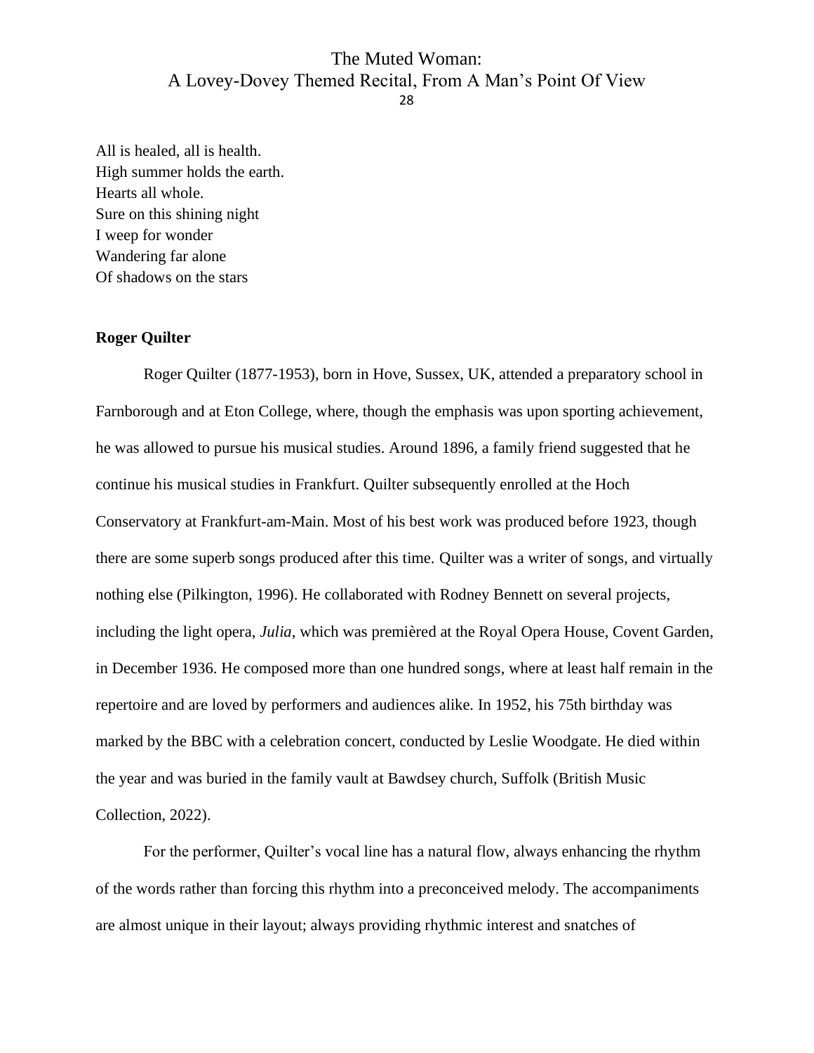All is healed, all is health.
High summer holds the earth.
Hearts all whole.
Sure on this shining night
I weep for wonder
Wandering far alone
Of shadows on the stars

**Roger Quilter**

Roger Quilter (1877-1953), born in Hove, Sussex, UK, attended a preparatory school in Farnborough and at Eton College, where, though the emphasis was upon sporting achievement, he was allowed to pursue his musical studies. Around 1896, a family friend suggested that he continue his musical studies in Frankfurt. Quilter subsequently enrolled at the Hoch Conservatory at Frankfurt-am-Main. Most of his best work was produced before 1923, though there are some superb songs produced after this time. Quilter was a writer of songs, and virtually nothing else (Pilkington, 1996). He collaborated with Rodney Bennett on several projects, including the light opera, *Julia*, which was premièred at the Royal Opera House, Covent Garden, in December 1936. He composed more than one hundred songs, where at least half remain in the repertoire and are loved by performers and audiences alike. In 1952, his 75th birthday was marked by the BBC with a celebration concert, conducted by Leslie Woodgate. He died within the year and was buried in the family vault at Bawdsey church, Suffolk (British Music Collection, 2022).

For the performer, Quilter's vocal line has a natural flow, always enhancing the rhythm of the words rather than forcing this rhythm into a preconceived melody. The accompaniments are almost unique in their layout; always providing rhythmic interest and snatches of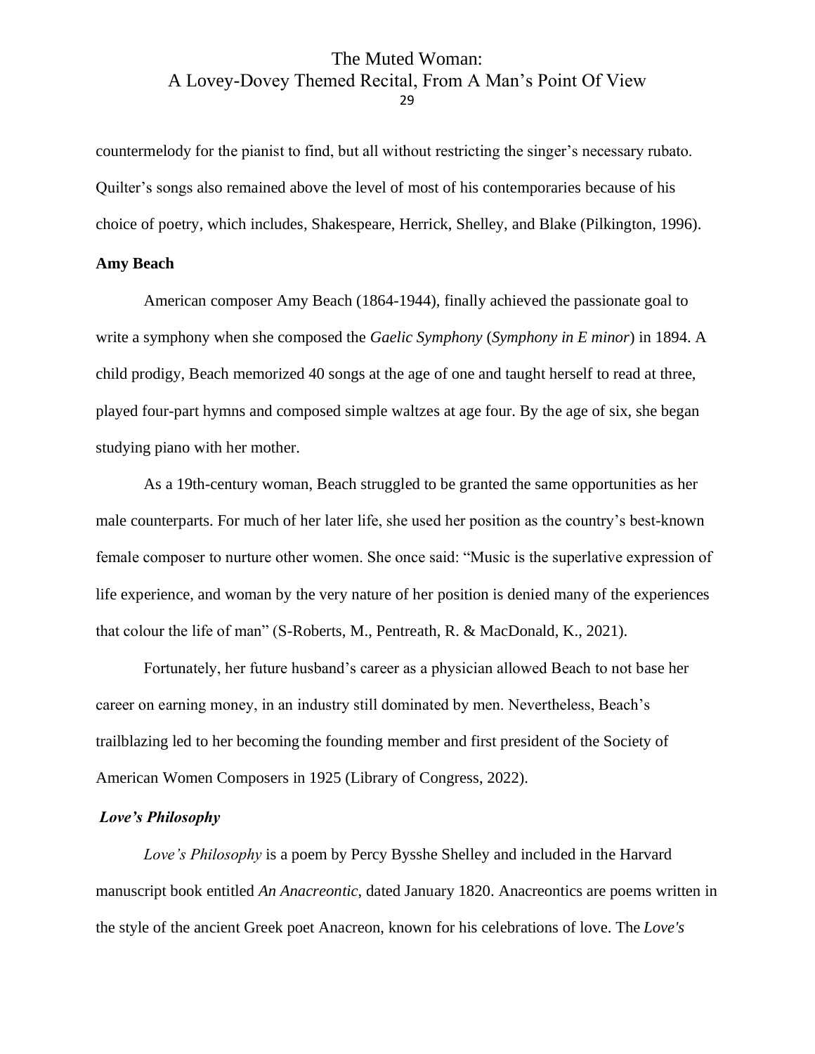countermelody for the pianist to find, but all without restricting the singer's necessary rubato. Quilter's songs also remained above the level of most of his contemporaries because of his choice of poetry, which includes, Shakespeare, Herrick, Shelley, and Blake (Pilkington, 1996).

**Amy Beach**

American composer Amy Beach (1864-1944), finally achieved the passionate goal to write a symphony when she composed the *Gaelic Symphony* (*Symphony in E minor*) in 1894. A child prodigy, Beach memorized 40 songs at the age of one and taught herself to read at three, played four-part hymns and composed simple waltzes at age four. By the age of six, she began studying piano with her mother.

As a 19th-century woman, Beach struggled to be granted the same opportunities as her male counterparts. For much of her later life, she used her position as the country's best-known female composer to nurture other women. She once said: "Music is the superlative expression of life experience, and woman by the very nature of her position is denied many of the experiences that colour the life of man" (S-Roberts, M., Pentreath, R. & MacDonald, K., 2021).

Fortunately, her future husband's career as a physician allowed Beach to not base her career on earning money, in an industry still dominated by men. Nevertheless, Beach's trailblazing led to her becoming the founding member and first president of the Society of American Women Composers in 1925 (Library of Congress, 2022).

***Love's Philosophy***

*Love's Philosophy* is a poem by Percy Bysshe Shelley and included in the Harvard manuscript book entitled *An Anacreontic*, dated January 1820. Anacreontics are poems written in the style of the ancient Greek poet Anacreon, known for his celebrations of love. The *Love's*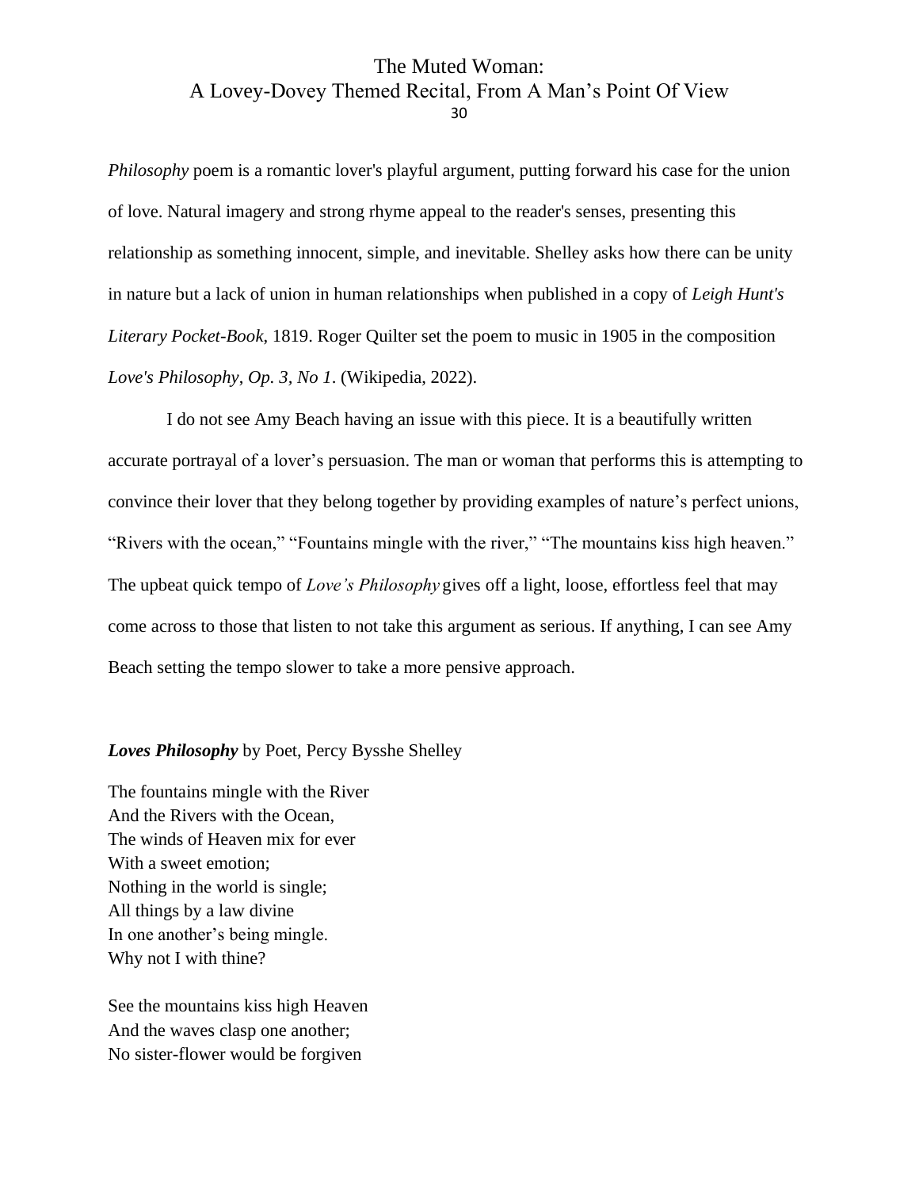*Philosophy* poem is a romantic lover's playful argument, putting forward his case for the union of love. Natural imagery and strong rhyme appeal to the reader's senses, presenting this relationship as something innocent, simple, and inevitable. Shelley asks how there can be unity in nature but a lack of union in human relationships when published in a copy of *Leigh Hunt's Literary Pocket-Book*, 1819. Roger Quilter set the poem to music in 1905 in the composition *Love's Philosophy*, *Op. 3, No 1*. (Wikipedia, 2022).

I do not see Amy Beach having an issue with this piece. It is a beautifully written accurate portrayal of a lover's persuasion. The man or woman that performs this is attempting to convince their lover that they belong together by providing examples of nature's perfect unions, "Rivers with the ocean," "Fountains mingle with the river," "The mountains kiss high heaven." The upbeat quick tempo of *Love's Philosophy* gives off a light, loose, effortless feel that may come across to those that listen to not take this argument as serious. If anything, I can see Amy Beach setting the tempo slower to take a more pensive approach.

***Loves Philosophy*** by Poet, Percy Bysshe Shelley

The fountains mingle with the River  
And the Rivers with the Ocean,  
The winds of Heaven mix for ever  
With a sweet emotion;  
Nothing in the world is single;  
All things by a law divine  
In one another's being mingle.  
Why not I with thine?

See the mountains kiss high Heaven  
And the waves clasp one another;  
No sister-flower would be forgiven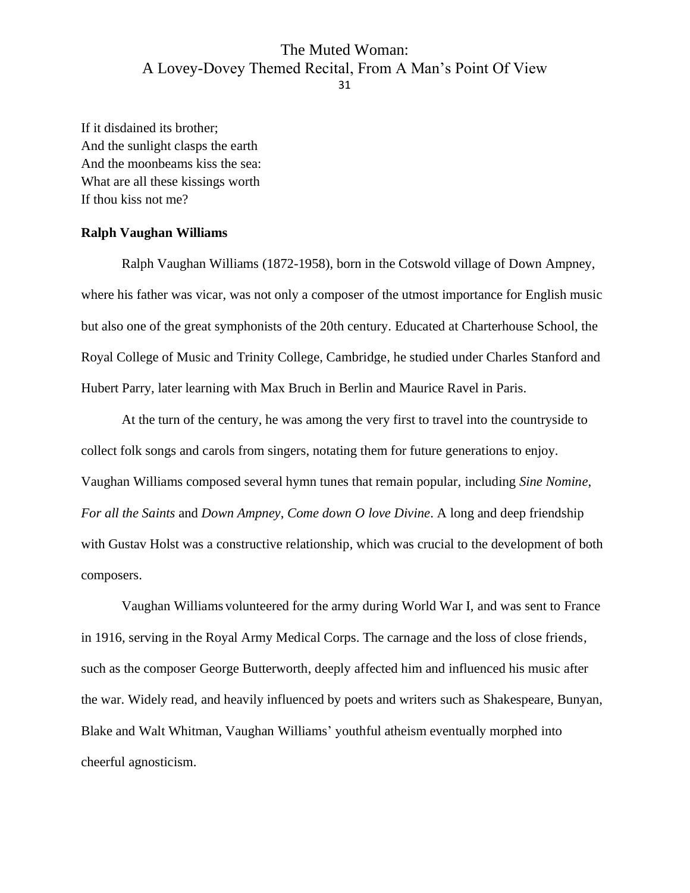If it disdained its brother;  
And the sunlight clasps the earth  
And the moonbeams kiss the sea:  
What are all these kissings worth  
If thou kiss not me?

**Ralph Vaughan Williams**

Ralph Vaughan Williams (1872-1958), born in the Cotswold village of Down Ampney, where his father was vicar, was not only a composer of the utmost importance for English music but also one of the great symphonists of the 20th century. Educated at Charterhouse School, the Royal College of Music and Trinity College, Cambridge, he studied under Charles Stanford and Hubert Parry, later learning with Max Bruch in Berlin and Maurice Ravel in Paris.

At the turn of the century, he was among the very first to travel into the countryside to collect folk songs and carols from singers, notating them for future generations to enjoy. Vaughan Williams composed several hymn tunes that remain popular, including *Sine Nomine*, *For all the Saints* and *Down Ampney*, *Come down O love Divine*. A long and deep friendship with Gustav Holst was a constructive relationship, which was crucial to the development of both composers.

Vaughan Williams volunteered for the army during World War I, and was sent to France in 1916, serving in the Royal Army Medical Corps. The carnage and the loss of close friends, such as the composer George Butterworth, deeply affected him and influenced his music after the war. Widely read, and heavily influenced by poets and writers such as Shakespeare, Bunyan, Blake and Walt Whitman, Vaughan Williams' youthful atheism eventually morphed into cheerful agnosticism.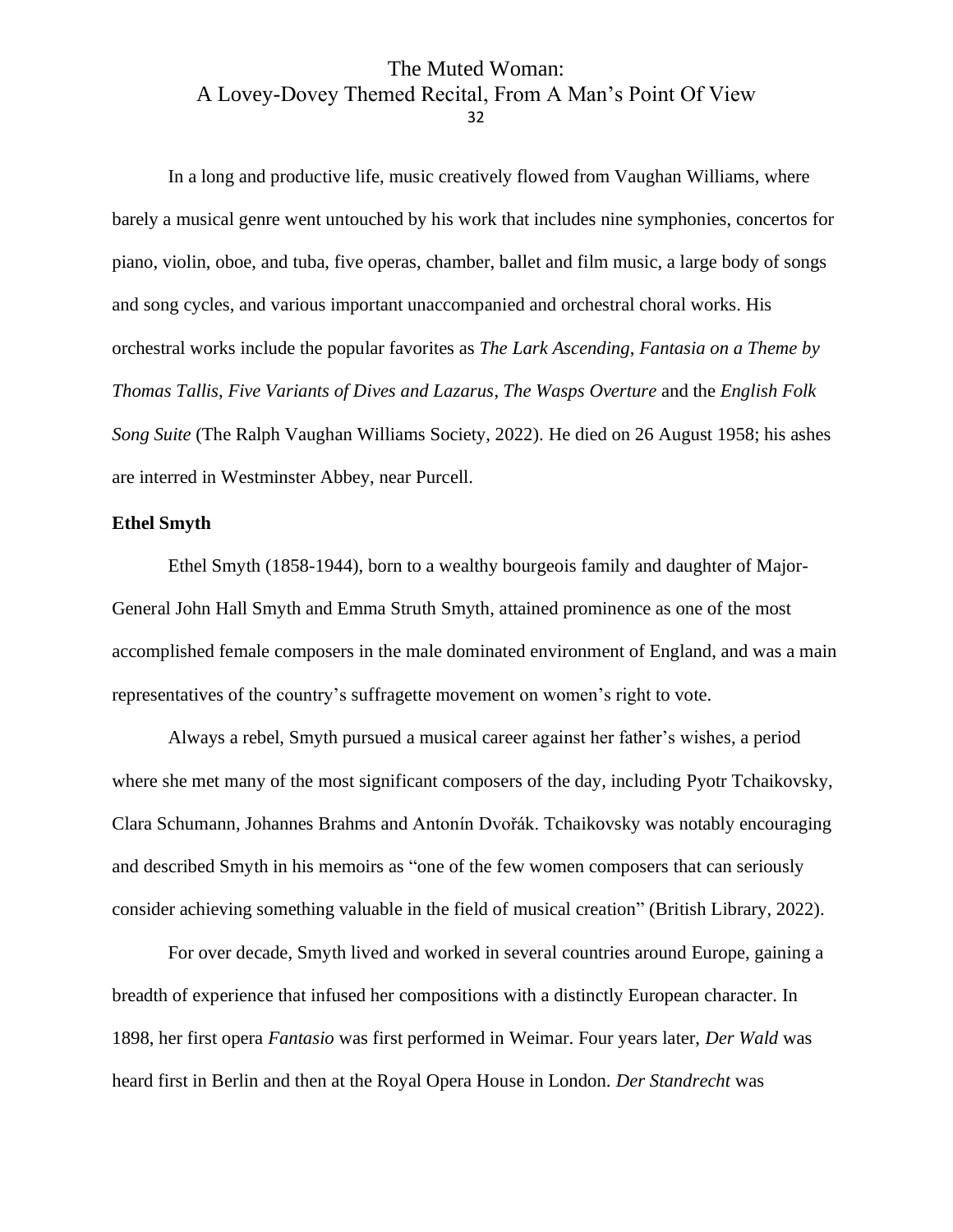In a long and productive life, music creatively flowed from Vaughan Williams, where barely a musical genre went untouched by his work that includes nine symphonies, concertos for piano, violin, oboe, and tuba, five operas, chamber, ballet and film music, a large body of songs and song cycles, and various important unaccompanied and orchestral choral works. His orchestral works include the popular favorites as *The Lark Ascending*, *Fantasia on a Theme by Thomas Tallis*, *Five Variants of Dives and Lazarus*, *The Wasps Overture* and the *English Folk Song Suite* (The Ralph Vaughan Williams Society, 2022). He died on 26 August 1958; his ashes are interred in Westminster Abbey, near Purcell.

**Ethel Smyth**

Ethel Smyth (1858-1944), born to a wealthy bourgeois family and daughter of Major-General John Hall Smyth and Emma Struth Smyth, attained prominence as one of the most accomplished female composers in the male dominated environment of England, and was a main representatives of the country's suffragette movement on women's right to vote.

Always a rebel, Smyth pursued a musical career against her father's wishes, a period where she met many of the most significant composers of the day, including Pyotr Tchaikovsky, Clara Schumann, Johannes Brahms and Antonín Dvořák. Tchaikovsky was notably encouraging and described Smyth in his memoirs as "one of the few women composers that can seriously consider achieving something valuable in the field of musical creation" (British Library, 2022).

For over decade, Smyth lived and worked in several countries around Europe, gaining a breadth of experience that infused her compositions with a distinctly European character. In 1898, her first opera *Fantasio* was first performed in Weimar. Four years later, *Der Wald* was heard first in Berlin and then at the Royal Opera House in London. *Der Standrecht* was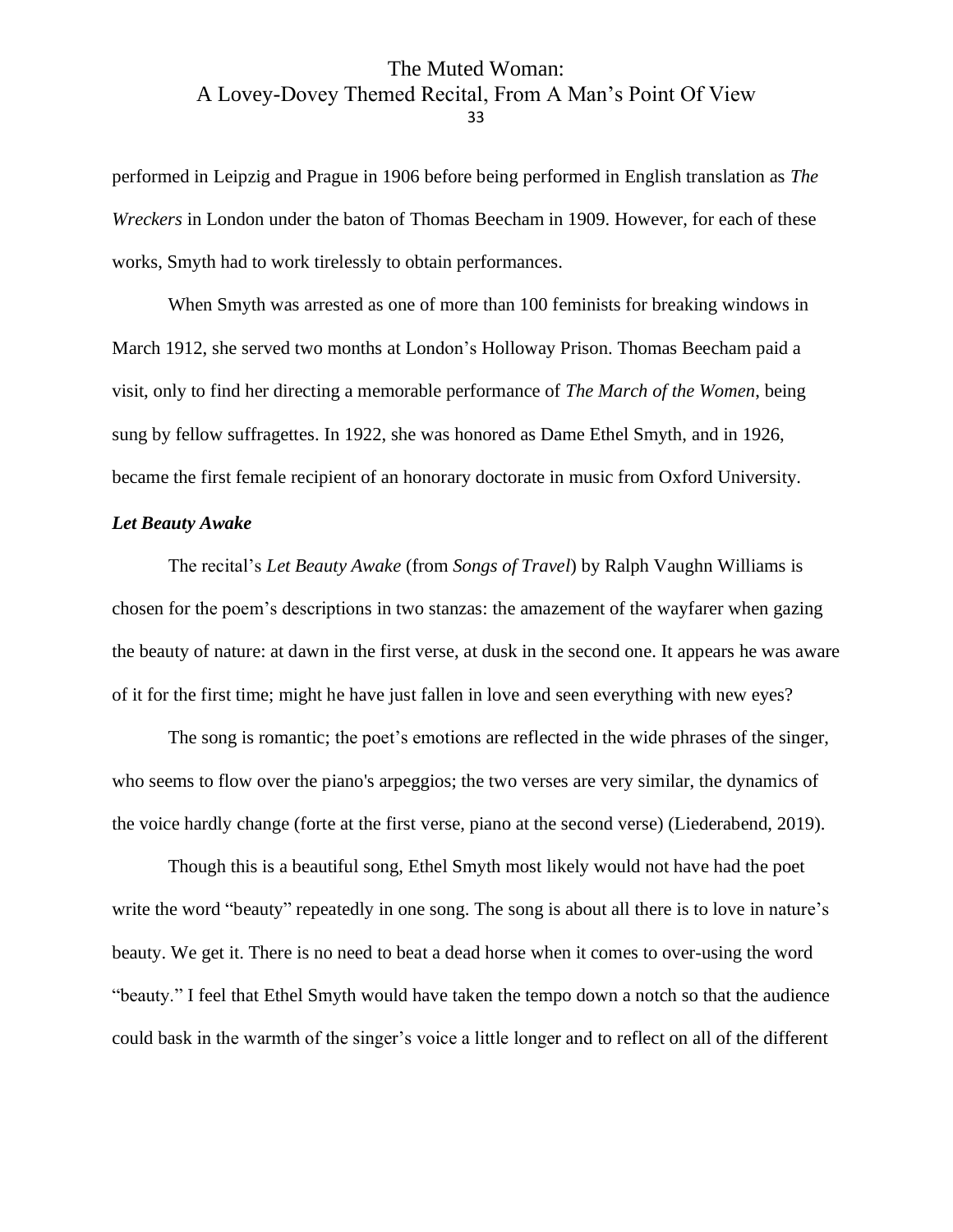performed in Leipzig and Prague in 1906 before being performed in English translation as *The Wreckers* in London under the baton of Thomas Beecham in 1909. However, for each of these works, Smyth had to work tirelessly to obtain performances.

When Smyth was arrested as one of more than 100 feminists for breaking windows in March 1912, she served two months at London's Holloway Prison. Thomas Beecham paid a visit, only to find her directing a memorable performance of *The March of the Women*, being sung by fellow suffragettes. In 1922, she was honored as Dame Ethel Smyth, and in 1926, became the first female recipient of an honorary doctorate in music from Oxford University.

***Let Beauty Awake***

The recital's *Let Beauty Awake* (from *Songs of Travel*) by Ralph Vaughn Williams is chosen for the poem's descriptions in two stanzas: the amazement of the wayfarer when gazing the beauty of nature: at dawn in the first verse, at dusk in the second one. It appears he was aware of it for the first time; might he have just fallen in love and seen everything with new eyes?

The song is romantic; the poet's emotions are reflected in the wide phrases of the singer, who seems to flow over the piano's arpeggios; the two verses are very similar, the dynamics of the voice hardly change (forte at the first verse, piano at the second verse) (Liederabend, 2019).

Though this is a beautiful song, Ethel Smyth most likely would not have had the poet write the word "beauty" repeatedly in one song. The song is about all there is to love in nature's beauty. We get it. There is no need to beat a dead horse when it comes to over-using the word "beauty." I feel that Ethel Smyth would have taken the tempo down a notch so that the audience could bask in the warmth of the singer's voice a little longer and to reflect on all of the different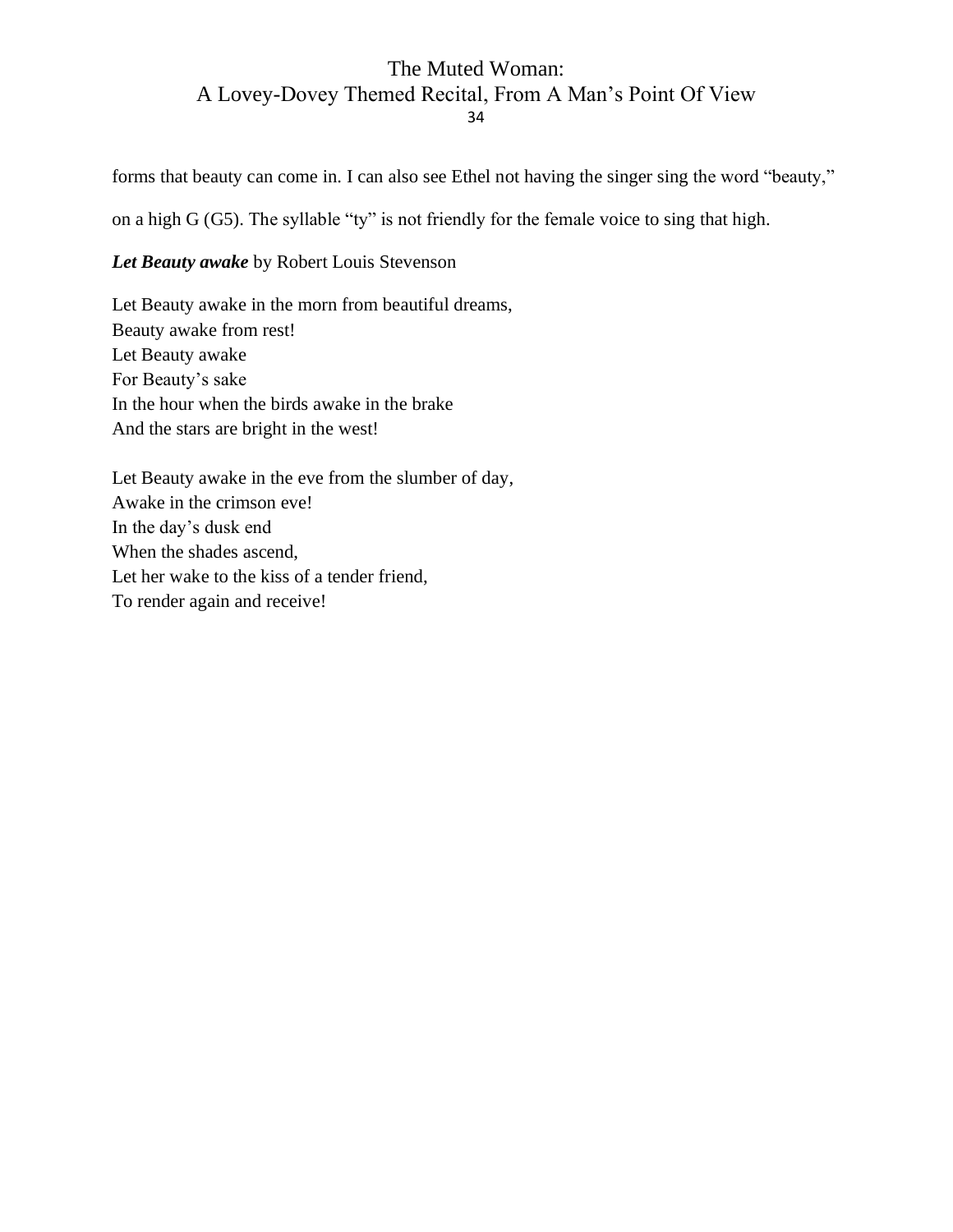forms that beauty can come in. I can also see Ethel not having the singer sing the word "beauty," on a high G (G5). The syllable "ty" is not friendly for the female voice to sing that high.

***Let Beauty awake*** by Robert Louis Stevenson

Let Beauty awake in the morn from beautiful dreams,  
Beauty awake from rest!  
Let Beauty awake  
For Beauty's sake  
In the hour when the birds awake in the brake  
And the stars are bright in the west!

Let Beauty awake in the eve from the slumber of day,  
Awake in the crimson eve!  
In the day's dusk end  
When the shades ascend,  
Let her wake to the kiss of a tender friend,  
To render again and receive!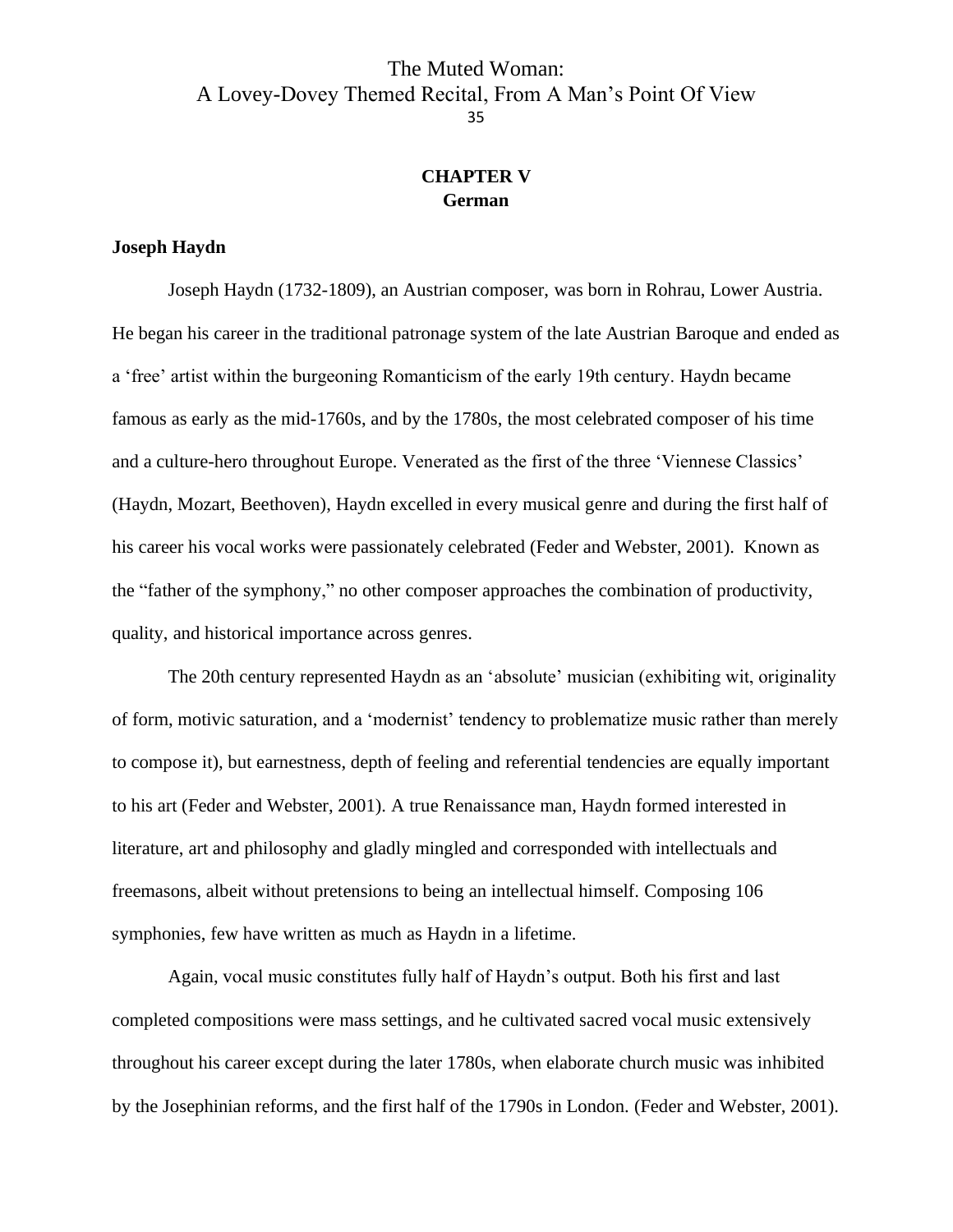## CHAPTER V
## German

### Joseph Haydn

Joseph Haydn (1732-1809), an Austrian composer, was born in Rohrau, Lower Austria. He began his career in the traditional patronage system of the late Austrian Baroque and ended as a 'free' artist within the burgeoning Romanticism of the early 19th century. Haydn became famous as early as the mid-1760s, and by the 1780s, the most celebrated composer of his time and a culture-hero throughout Europe. Venerated as the first of the three 'Viennese Classics' (Haydn, Mozart, Beethoven), Haydn excelled in every musical genre and during the first half of his career his vocal works were passionately celebrated (Feder and Webster, 2001). Known as the "father of the symphony," no other composer approaches the combination of productivity, quality, and historical importance across genres.

The 20th century represented Haydn as an 'absolute' musician (exhibiting wit, originality of form, motivic saturation, and a 'modernist' tendency to problematize music rather than merely to compose it), but earnestness, depth of feeling and referential tendencies are equally important to his art (Feder and Webster, 2001). A true Renaissance man, Haydn formed interested in literature, art and philosophy and gladly mingled and corresponded with intellectuals and freemasons, albeit without pretensions to being an intellectual himself. Composing 106 symphonies, few have written as much as Haydn in a lifetime.

Again, vocal music constitutes fully half of Haydn's output. Both his first and last completed compositions were mass settings, and he cultivated sacred vocal music extensively throughout his career except during the later 1780s, when elaborate church music was inhibited by the Josephinian reforms, and the first half of the 1790s in London. (Feder and Webster, 2001).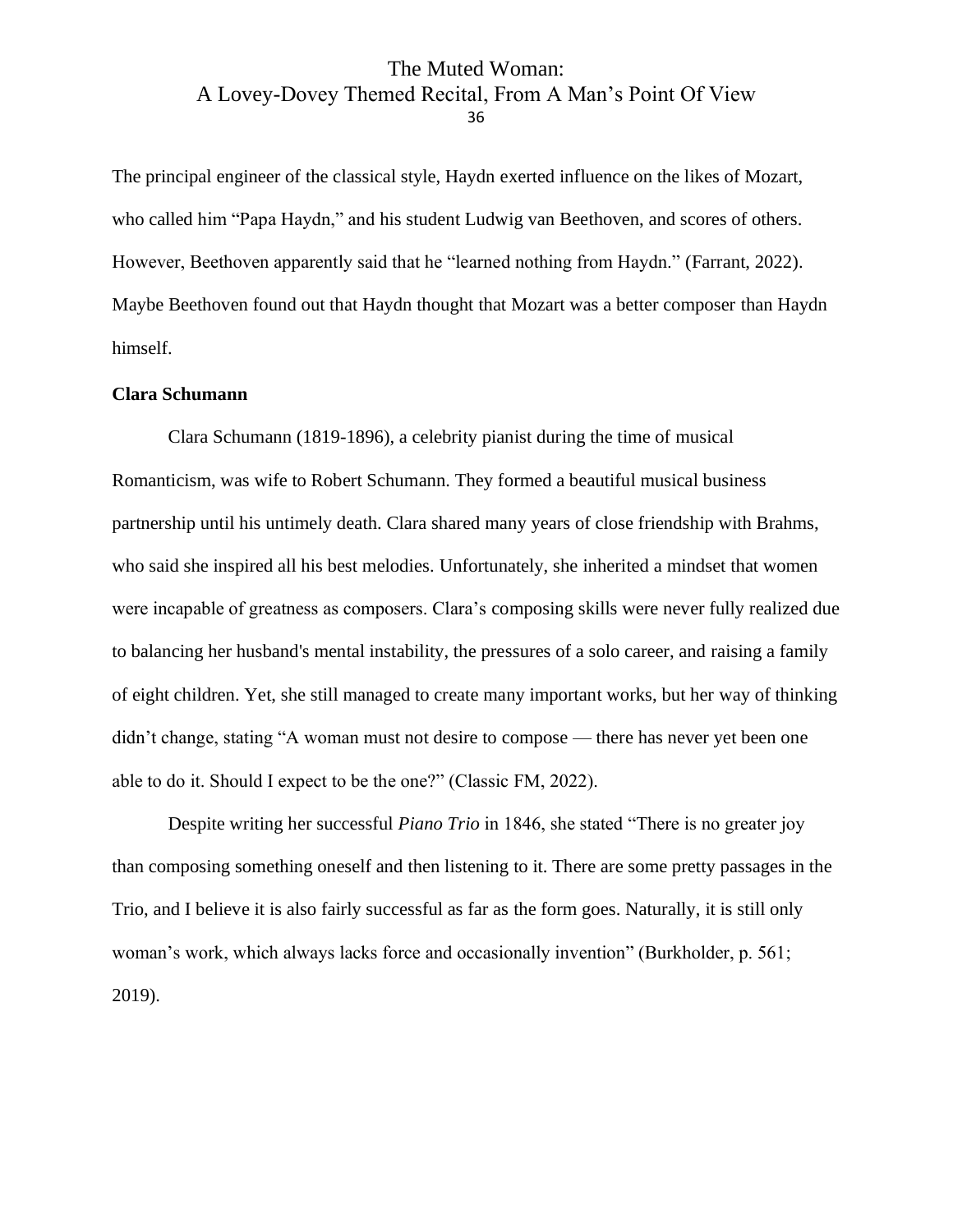The principal engineer of the classical style, Haydn exerted influence on the likes of Mozart, who called him "Papa Haydn," and his student Ludwig van Beethoven, and scores of others. However, Beethoven apparently said that he "learned nothing from Haydn." (Farrant, 2022). Maybe Beethoven found out that Haydn thought that Mozart was a better composer than Haydn himself.

**Clara Schumann**

Clara Schumann (1819-1896), a celebrity pianist during the time of musical Romanticism, was wife to Robert Schumann. They formed a beautiful musical business partnership until his untimely death. Clara shared many years of close friendship with Brahms, who said she inspired all his best melodies. Unfortunately, she inherited a mindset that women were incapable of greatness as composers. Clara's composing skills were never fully realized due to balancing her husband's mental instability, the pressures of a solo career, and raising a family of eight children. Yet, she still managed to create many important works, but her way of thinking didn't change, stating "A woman must not desire to compose — there has never yet been one able to do it. Should I expect to be the one?" (Classic FM, 2022).

Despite writing her successful *Piano Trio* in 1846, she stated "There is no greater joy than composing something oneself and then listening to it. There are some pretty passages in the Trio, and I believe it is also fairly successful as far as the form goes. Naturally, it is still only woman's work, which always lacks force and occasionally invention" (Burkholder, p. 561; 2019).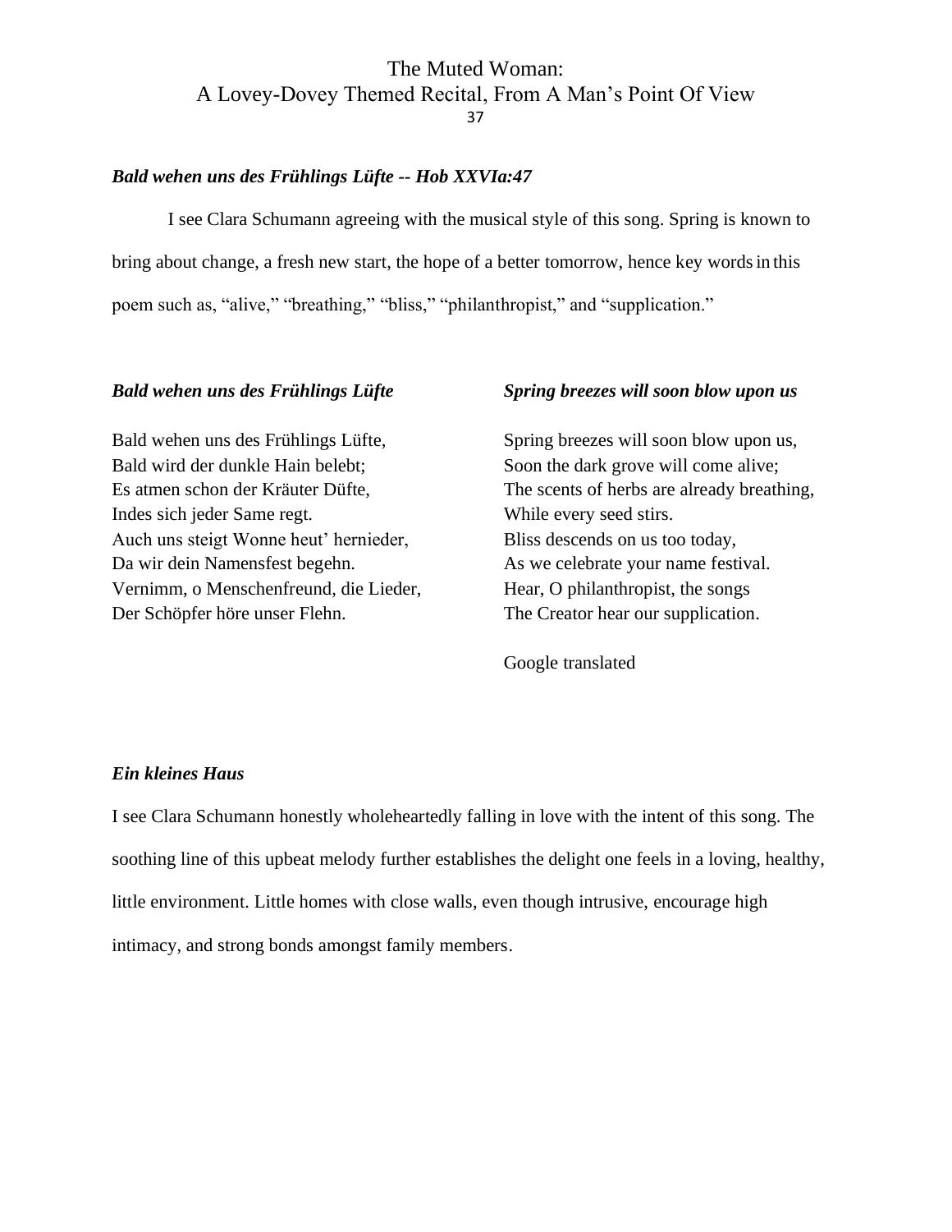### *Bald wehen uns des Frühlings Lüfte -- Hob XXVIa:47*

I see Clara Schumann agreeing with the musical style of this song. Spring is known to bring about change, a fresh new start, the hope of a better tomorrow, hence key words in this poem such as, "alive," "breathing," "bliss," "philanthropist," and "supplication."

| ***Bald wehen uns des Frühlings Lüfte*** | ***Spring breezes will soon blow upon us*** |
|---|---|
| Bald wehen uns des Frühlings Lüfte, | Spring breezes will soon blow upon us, |
| Bald wird der dunkle Hain belebt; | Soon the dark grove will come alive; |
| Es atmen schon der Kräuter Düfte, | The scents of herbs are already breathing, |
| Indes sich jeder Same regt. | While every seed stirs. |
| Auch uns steigt Wonne heut' hernieder, | Bliss descends on us too today, |
| Da wir dein Namensfest begehn. | As we celebrate your name festival. |
| Vernimm, o Menschenfreund, die Lieder, | Hear, O philanthropist, the songs |
| Der Schöpfer höre unser Flehn. | The Creator hear our supplication. |
| | |
| | Google translated |

### *Ein kleines Haus*

I see Clara Schumann honestly wholeheartedly falling in love with the intent of this song. The soothing line of this upbeat melody further establishes the delight one feels in a loving, healthy, little environment. Little homes with close walls, even though intrusive, encourage high intimacy, and strong bonds amongst family members.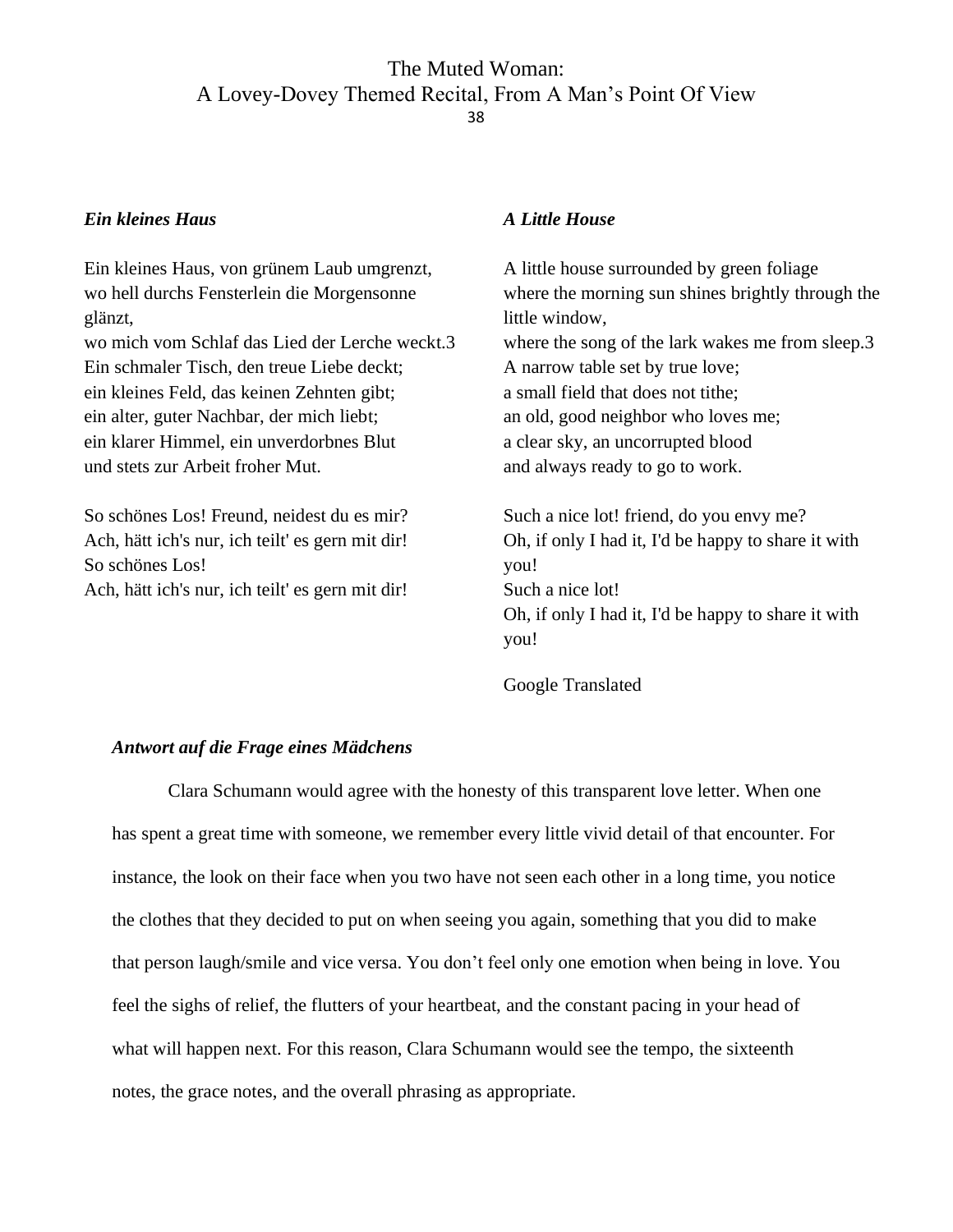***Ein kleines Haus***

Ein kleines Haus, von grünem Laub umgrenzt,
wo hell durchs Fensterlein die Morgensonne glänzt,
wo mich vom Schlaf das Lied der Lerche weckt.3
Ein schmaler Tisch, den treue Liebe deckt;
ein kleines Feld, das keinen Zehnten gibt;
ein alter, guter Nachbar, der mich liebt;
ein klarer Himmel, ein unverdorbnes Blut
und stets zur Arbeit froher Mut.

So schönes Los! Freund, neidest du es mir?
Ach, hätt ich's nur, ich teilt' es gern mit dir!
So schönes Los!
Ach, hätt ich's nur, ich teilt' es gern mit dir!

***A Little House***

A little house surrounded by green foliage
where the morning sun shines brightly through the little window,
where the song of the lark wakes me from sleep.3
A narrow table set by true love;
a small field that does not tithe;
an old, good neighbor who loves me;
a clear sky, an uncorrupted blood
and always ready to go to work.

Such a nice lot! friend, do you envy me?
Oh, if only I had it, I'd be happy to share it with you!
Such a nice lot!
Oh, if only I had it, I'd be happy to share it with you!

Google Translated

***Antwort auf die Frage eines Mädchens***

Clara Schumann would agree with the honesty of this transparent love letter. When one has spent a great time with someone, we remember every little vivid detail of that encounter. For instance, the look on their face when you two have not seen each other in a long time, you notice the clothes that they decided to put on when seeing you again, something that you did to make that person laugh/smile and vice versa. You don't feel only one emotion when being in love. You feel the sighs of relief, the flutters of your heartbeat, and the constant pacing in your head of what will happen next. For this reason, Clara Schumann would see the tempo, the sixteenth notes, the grace notes, and the overall phrasing as appropriate.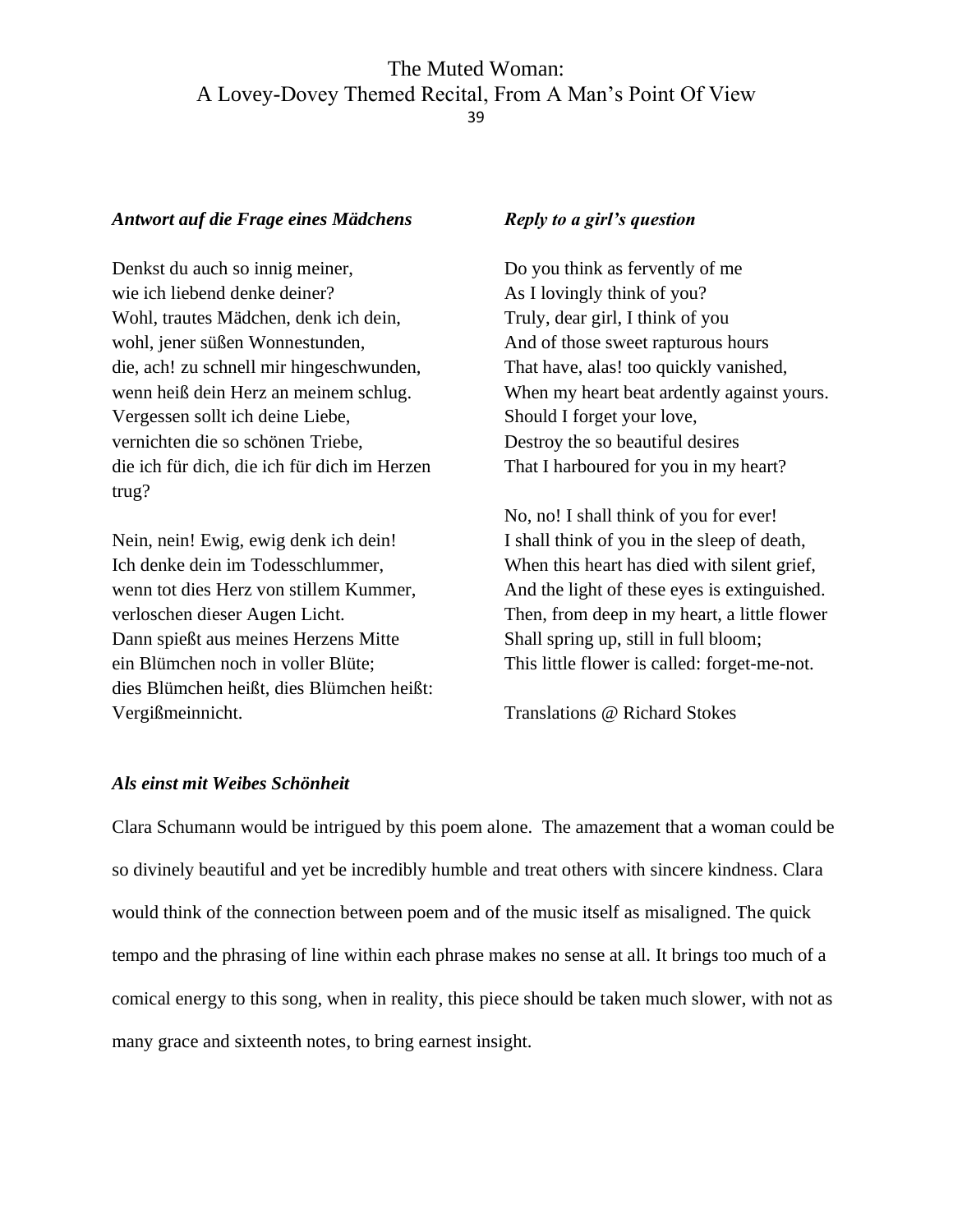***Antwort auf die Frage eines Mädchens***

Denkst du auch so innig meiner,
wie ich liebend denke deiner?
Wohl, trautes Mädchen, denk ich dein,
wohl, jener süßen Wonnestunden,
die, ach! zu schnell mir hingeschwunden,
wenn heiß dein Herz an meinem schlug.
Vergessen sollt ich deine Liebe,
vernichten die so schönen Triebe,
die ich für dich, die ich für dich im Herzen trug?

Nein, nein! Ewig, ewig denk ich dein!
Ich denke dein im Todesschlummer,
wenn tot dies Herz von stillem Kummer,
verloschen dieser Augen Licht.
Dann spießt aus meines Herzens Mitte
ein Blümchen noch in voller Blüte;
dies Blümchen heißt, dies Blümchen heißt:
Vergißmeinnicht.

***Reply to a girl's question***

Do you think as fervently of me
As I lovingly think of you?
Truly, dear girl, I think of you
And of those sweet rapturous hours
That have, alas! too quickly vanished,
When my heart beat ardently against yours.
Should I forget your love,
Destroy the so beautiful desires
That I harboured for you in my heart?

No, no! I shall think of you for ever!
I shall think of you in the sleep of death,
When this heart has died with silent grief,
And the light of these eyes is extinguished.
Then, from deep in my heart, a little flower
Shall spring up, still in full bloom;
This little flower is called: forget-me-not.

Translations @ Richard Stokes

***Als einst mit Weibes Schönheit***

Clara Schumann would be intrigued by this poem alone. The amazement that a woman could be so divinely beautiful and yet be incredibly humble and treat others with sincere kindness. Clara would think of the connection between poem and of the music itself as misaligned. The quick tempo and the phrasing of line within each phrase makes no sense at all. It brings too much of a comical energy to this song, when in reality, this piece should be taken much slower, with not as many grace and sixteenth notes, to bring earnest insight.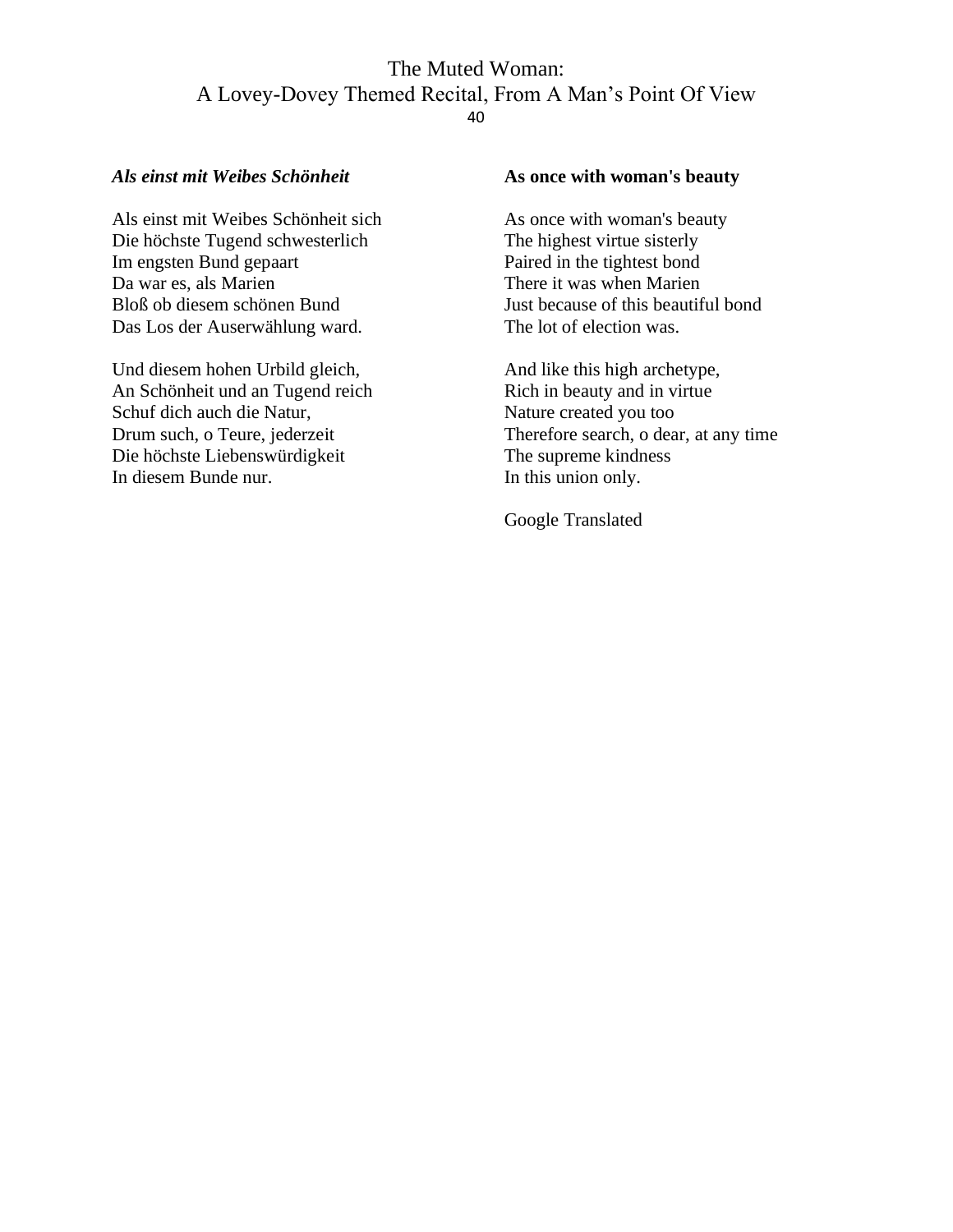### *Als einst mit Weibes Schönheit*

Als einst mit Weibes Schönheit sich
Die höchste Tugend schwesterlich
Im engsten Bund gepaart
Da war es, als Marien
Bloß ob diesem schönen Bund
Das Los der Auserwählung ward.

Und diesem hohen Urbild gleich,
An Schönheit und an Tugend reich
Schuf dich auch die Natur,
Drum such, o Teure, jederzeit
Die höchste Liebenswürdigkeit
In diesem Bunde nur.

### **As once with woman's beauty**

As once with woman's beauty
The highest virtue sisterly
Paired in the tightest bond
There it was when Marien
Just because of this beautiful bond
The lot of election was.

And like this high archetype,
Rich in beauty and in virtue
Nature created you too
Therefore search, o dear, at any time
The supreme kindness
In this union only.

Google Translated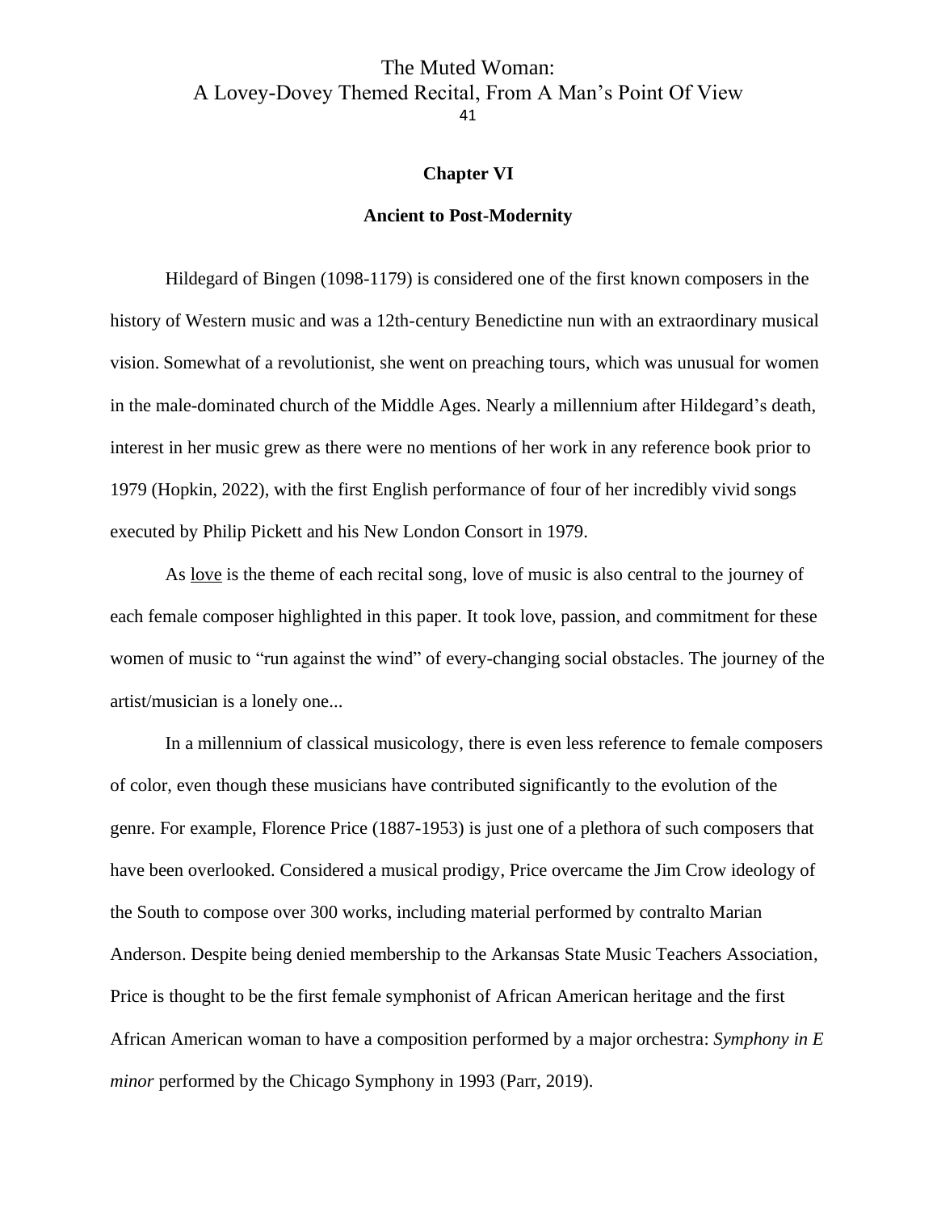**Chapter VI**

**Ancient to Post-Modernity**

Hildegard of Bingen (1098-1179) is considered one of the first known composers in the history of Western music and was a 12th-century Benedictine nun with an extraordinary musical vision. Somewhat of a revolutionist, she went on preaching tours, which was unusual for women in the male-dominated church of the Middle Ages. Nearly a millennium after Hildegard's death, interest in her music grew as there were no mentions of her work in any reference book prior to 1979 (Hopkin, 2022), with the first English performance of four of her incredibly vivid songs executed by Philip Pickett and his New London Consort in 1979.

As <u>love</u> is the theme of each recital song, love of music is also central to the journey of each female composer highlighted in this paper. It took love, passion, and commitment for these women of music to "run against the wind" of every-changing social obstacles. The journey of the artist/musician is a lonely one...

In a millennium of classical musicology, there is even less reference to female composers of color, even though these musicians have contributed significantly to the evolution of the genre. For example, Florence Price (1887-1953) is just one of a plethora of such composers that have been overlooked. Considered a musical prodigy, Price overcame the Jim Crow ideology of the South to compose over 300 works, including material performed by contralto Marian Anderson. Despite being denied membership to the Arkansas State Music Teachers Association, Price is thought to be the first female symphonist of African American heritage and the first African American woman to have a composition performed by a major orchestra: *Symphony in E minor* performed by the Chicago Symphony in 1993 (Parr, 2019).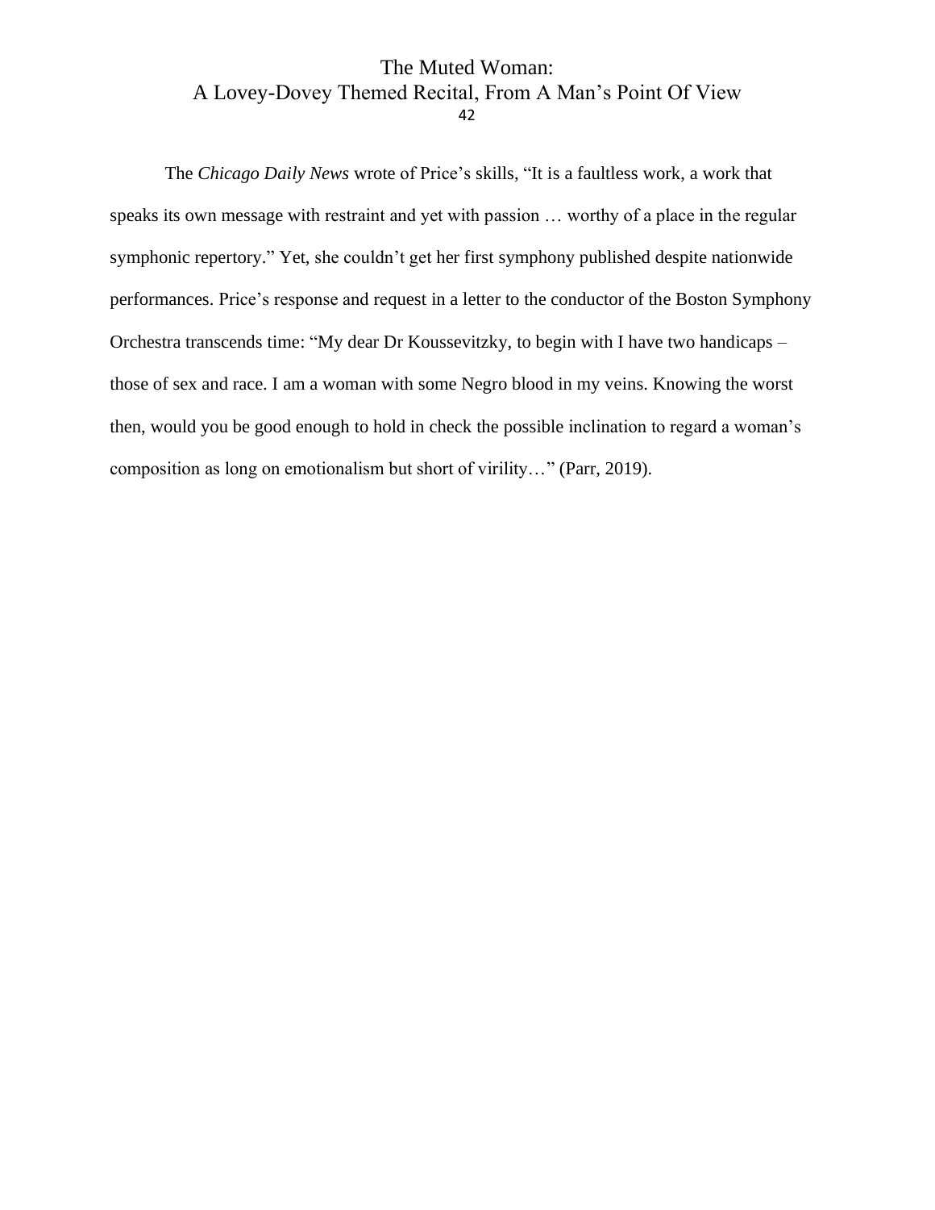The *Chicago Daily News* wrote of Price's skills, "It is a faultless work, a work that speaks its own message with restraint and yet with passion … worthy of a place in the regular symphonic repertory." Yet, she couldn't get her first symphony published despite nationwide performances. Price's response and request in a letter to the conductor of the Boston Symphony Orchestra transcends time: "My dear Dr Koussevitzky, to begin with I have two handicaps – those of sex and race. I am a woman with some Negro blood in my veins. Knowing the worst then, would you be good enough to hold in check the possible inclination to regard a woman's composition as long on emotionalism but short of virility…" (Parr, 2019).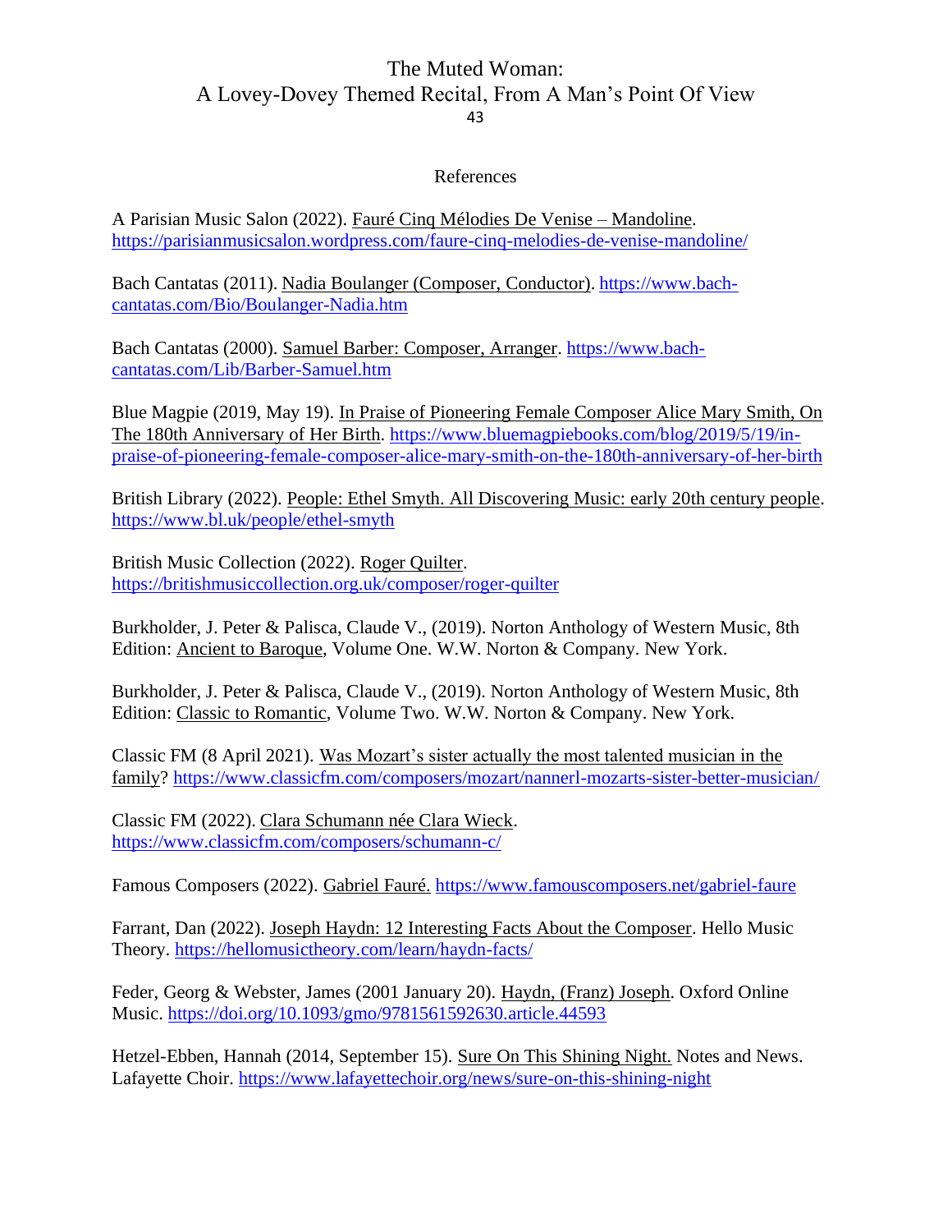## References

A Parisian Music Salon (2022). Fauré Cinq Mélodies De Venise – Mandoline. https://parisianmusicsalon.wordpress.com/faure-cinq-melodies-de-venise-mandoline/

Bach Cantatas (2011). Nadia Boulanger (Composer, Conductor). https://www.bach-cantatas.com/Bio/Boulanger-Nadia.htm

Bach Cantatas (2000). Samuel Barber: Composer, Arranger. https://www.bach-cantatas.com/Lib/Barber-Samuel.htm

Blue Magpie (2019, May 19). In Praise of Pioneering Female Composer Alice Mary Smith, On The 180th Anniversary of Her Birth. https://www.bluemagpiebooks.com/blog/2019/5/19/in-praise-of-pioneering-female-composer-alice-mary-smith-on-the-180th-anniversary-of-her-birth

British Library (2022). People: Ethel Smyth. All Discovering Music: early 20th century people. https://www.bl.uk/people/ethel-smyth

British Music Collection (2022). Roger Quilter. https://britishmusiccollection.org.uk/composer/roger-quilter

Burkholder, J. Peter & Palisca, Claude V., (2019). Norton Anthology of Western Music, 8th Edition: Ancient to Baroque, Volume One. W.W. Norton & Company. New York.

Burkholder, J. Peter & Palisca, Claude V., (2019). Norton Anthology of Western Music, 8th Edition: Classic to Romantic, Volume Two. W.W. Norton & Company. New York.

Classic FM (8 April 2021). Was Mozart's sister actually the most talented musician in the family? https://www.classicfm.com/composers/mozart/nannerl-mozarts-sister-better-musician/

Classic FM (2022). Clara Schumann née Clara Wieck. https://www.classicfm.com/composers/schumann-c/

Famous Composers (2022). Gabriel Fauré. https://www.famouscomposers.net/gabriel-faure

Farrant, Dan (2022). Joseph Haydn: 12 Interesting Facts About the Composer. Hello Music Theory. https://hellomusictheory.com/learn/haydn-facts/

Feder, Georg & Webster, James (2001 January 20). Haydn, (Franz) Joseph. Oxford Online Music. https://doi.org/10.1093/gmo/9781561592630.article.44593

Hetzel-Ebben, Hannah (2014, September 15). Sure On This Shining Night. Notes and News. Lafayette Choir. https://www.lafayettechoir.org/news/sure-on-this-shining-night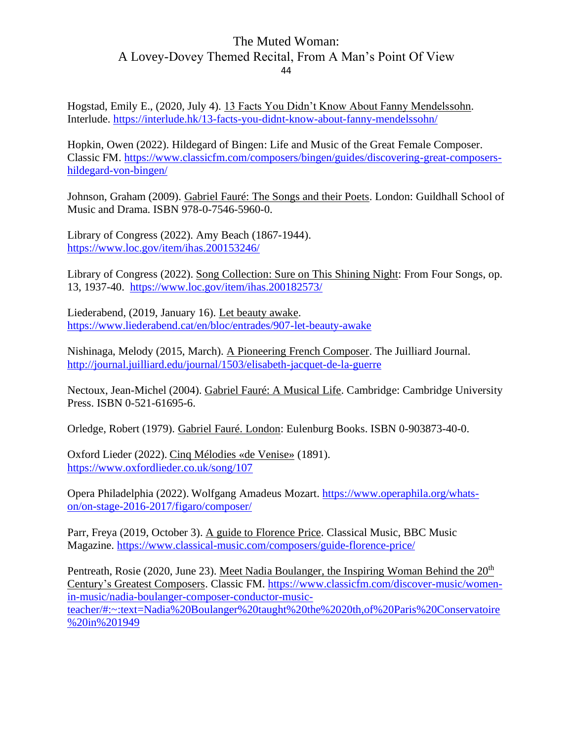Hogstad, Emily E., (2020, July 4). 13 Facts You Didn't Know About Fanny Mendelssohn. Interlude. https://interlude.hk/13-facts-you-didnt-know-about-fanny-mendelssohn/

Hopkin, Owen (2022). Hildegard of Bingen: Life and Music of the Great Female Composer. Classic FM. https://www.classicfm.com/composers/bingen/guides/discovering-great-composers-hildegard-von-bingen/

Johnson, Graham (2009). Gabriel Fauré: The Songs and their Poets. London: Guildhall School of Music and Drama. ISBN 978-0-7546-5960-0.

Library of Congress (2022). Amy Beach (1867-1944). https://www.loc.gov/item/ihas.200153246/

Library of Congress (2022). Song Collection: Sure on This Shining Night: From Four Songs, op. 13, 1937-40. https://www.loc.gov/item/ihas.200182573/

Liederabend, (2019, January 16). Let beauty awake. https://www.liederabend.cat/en/bloc/entrades/907-let-beauty-awake

Nishinaga, Melody (2015, March). A Pioneering French Composer. The Juilliard Journal. http://journal.juilliard.edu/journal/1503/elisabeth-jacquet-de-la-guerre

Nectoux, Jean-Michel (2004). Gabriel Fauré: A Musical Life. Cambridge: Cambridge University Press. ISBN 0-521-61695-6.

Orledge, Robert (1979). Gabriel Fauré. London: Eulenburg Books. ISBN 0-903873-40-0.

Oxford Lieder (2022). Cinq Mélodies «de Venise» (1891). https://www.oxfordlieder.co.uk/song/107

Opera Philadelphia (2022). Wolfgang Amadeus Mozart. https://www.operaphila.org/whats-on/on-stage-2016-2017/figaro/composer/

Parr, Freya (2019, October 3). A guide to Florence Price. Classical Music, BBC Music Magazine. https://www.classical-music.com/composers/guide-florence-price/

Pentreath, Rosie (2020, June 23). Meet Nadia Boulanger, the Inspiring Woman Behind the 20th Century's Greatest Composers. Classic FM. https://www.classicfm.com/discover-music/women-in-music/nadia-boulanger-composer-conductor-music-teacher/#:~:text=Nadia%20Boulanger%20taught%20the%2020th,of%20Paris%20Conservatoire%20in%201949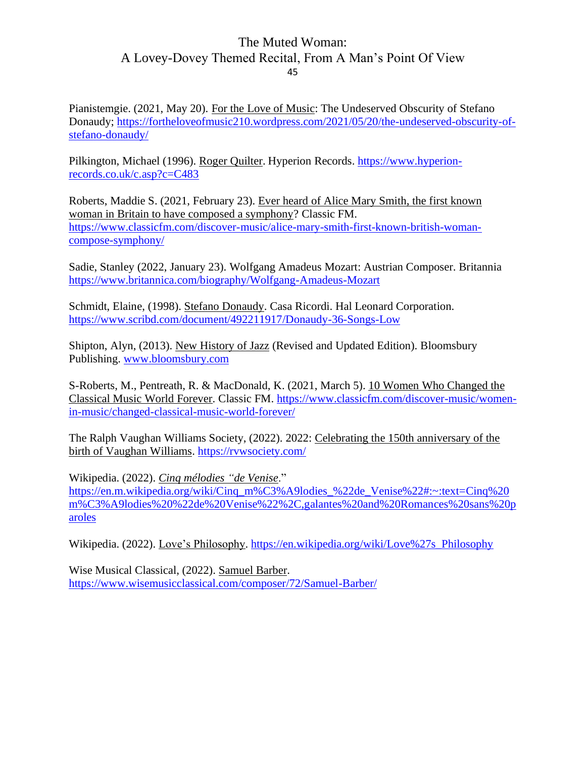Pianistemgie. (2021, May 20). For the Love of Music: The Undeserved Obscurity of Stefano Donaudy; https://fortheloveofmusic210.wordpress.com/2021/05/20/the-undeserved-obscurity-of-stefano-donaudy/

Pilkington, Michael (1996). Roger Quilter. Hyperion Records. https://www.hyperion-records.co.uk/c.asp?c=C483

Roberts, Maddie S. (2021, February 23). Ever heard of Alice Mary Smith, the first known woman in Britain to have composed a symphony? Classic FM. https://www.classicfm.com/discover-music/alice-mary-smith-first-known-british-woman-compose-symphony/

Sadie, Stanley (2022, January 23). Wolfgang Amadeus Mozart: Austrian Composer. Britannia https://www.britannica.com/biography/Wolfgang-Amadeus-Mozart

Schmidt, Elaine, (1998). Stefano Donaudy. Casa Ricordi. Hal Leonard Corporation. https://www.scribd.com/document/492211917/Donaudy-36-Songs-Low

Shipton, Alyn, (2013). New History of Jazz (Revised and Updated Edition). Bloomsbury Publishing. www.bloomsbury.com

S-Roberts, M., Pentreath, R. & MacDonald, K. (2021, March 5). 10 Women Who Changed the Classical Music World Forever. Classic FM. https://www.classicfm.com/discover-music/women-in-music/changed-classical-music-world-forever/

The Ralph Vaughan Williams Society, (2022). 2022: Celebrating the 150th anniversary of the birth of Vaughan Williams. https://rvwsociety.com/

Wikipedia. (2022). *Cinq mélodies "de Venise*." https://en.m.wikipedia.org/wiki/Cinq_m%C3%A9lodies_%22de_Venise%22#:~:text=Cinq%20m%C3%A9lodies%20%22de%20Venise%22%2C,galantes%20and%20Romances%20sans%20paroles

Wikipedia. (2022). Love's Philosophy. https://en.wikipedia.org/wiki/Love%27s_Philosophy

Wise Musical Classical, (2022). Samuel Barber. https://www.wisemusicclassical.com/composer/72/Samuel-Barber/